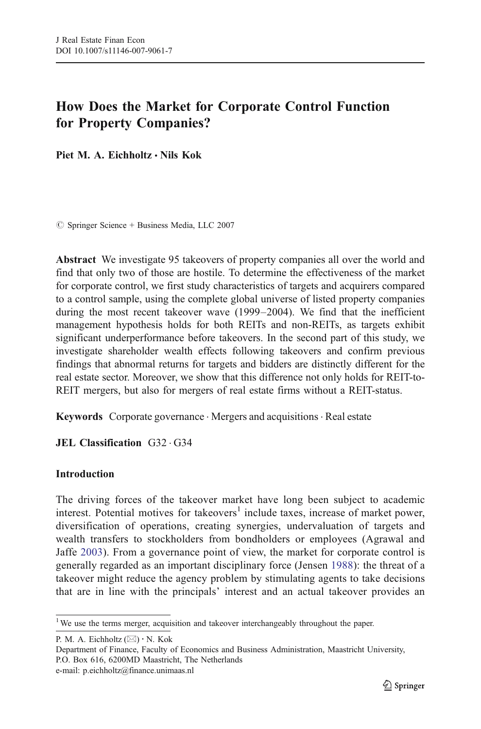# How Does the Market for Corporate Control Function for Property Companies?

**Piet M. A. Eichholtz · Nils Kok**

© Springer Science + Business Media, LLC 2007

**Abstract** We investigate 95 takeovers of property companies all over the world and find that only two of those are hostile. To determine the effectiveness of the market for corporate control, we first study characteristics of targets and acquirers compared to a control sample, using the complete global universe of listed property companies during the most recent takeover wave (1999–2004). We find that the inefficient management hypothesis holds for both REITs and non-REITs, as targets exhibit significant underperformance before takeovers. In the second part of this study, we investigate shareholder wealth effects following takeovers and confirm previous findings that abnormal returns for targets and bidders are distinctly different for the real estate sector. Moreover, we show that this difference not only holds for REIT-to-REIT mergers, but also for mergers of real estate firms without a REIT-status.

**Keywords** Corporate governance · Mergers and acquisitions · Real estate

**JEL Classification** G32 · G34

## Introduction

The driving forces of the takeover market have long been subject to academic interest. Potential motives for takeovers[1] include taxes, increase of market power, diversification of operations, creating synergies, undervaluation of targets and wealth transfers to stockholders from bondholders or employees (Agrawal and Jaffe 2003). From a governance point of view, the market for corporate control is generally regarded as an important disciplinary force (Jensen 1988): the threat of a takeover might reduce the agency problem by stimulating agents to take decisions that are in line with the principals' interest and an actual takeover provides an

[1] We use the terms merger, acquisition and takeover interchangeably throughout the paper.

P. M. A. Eichholtz (✉) · N. Kok
Department of Finance, Faculty of Economics and Business Administration, Maastricht University, P.O. Box 616, 6200MD Maastricht, The Netherlands
e-mail: p.eichholtz@finance.unimaas.nl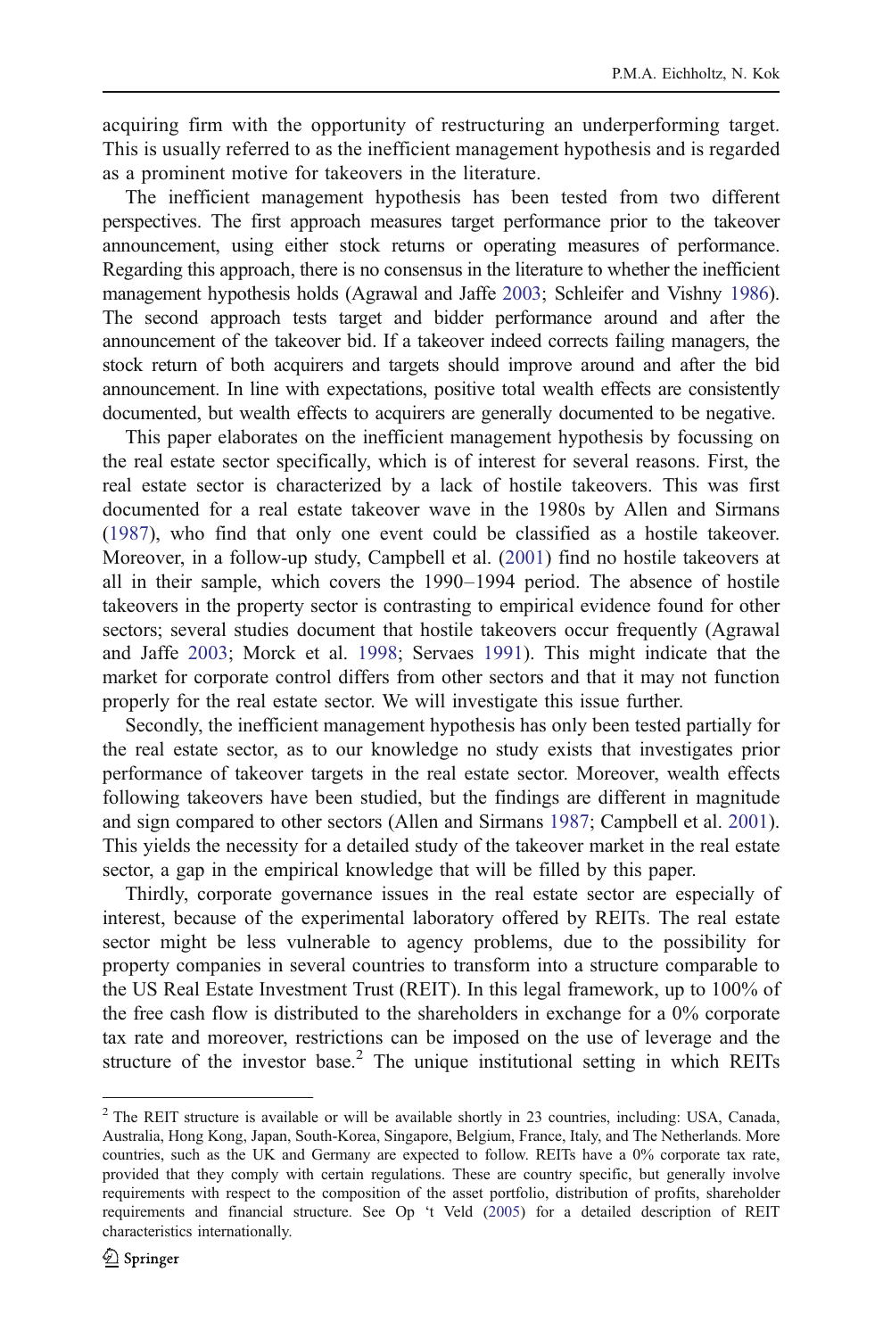acquiring firm with the opportunity of restructuring an underperforming target. This is usually referred to as the inefficient management hypothesis and is regarded as a prominent motive for takeovers in the literature.

The inefficient management hypothesis has been tested from two different perspectives. The first approach measures target performance prior to the takeover announcement, using either stock returns or operating measures of performance. Regarding this approach, there is no consensus in the literature to whether the inefficient management hypothesis holds (Agrawal and Jaffe 2003; Schleifer and Vishny 1986). The second approach tests target and bidder performance around and after the announcement of the takeover bid. If a takeover indeed corrects failing managers, the stock return of both acquirers and targets should improve around and after the bid announcement. In line with expectations, positive total wealth effects are consistently documented, but wealth effects to acquirers are generally documented to be negative.

This paper elaborates on the inefficient management hypothesis by focussing on the real estate sector specifically, which is of interest for several reasons. First, the real estate sector is characterized by a lack of hostile takeovers. This was first documented for a real estate takeover wave in the 1980s by Allen and Sirmans (1987), who find that only one event could be classified as a hostile takeover. Moreover, in a follow-up study, Campbell et al. (2001) find no hostile takeovers at all in their sample, which covers the 1990–1994 period. The absence of hostile takeovers in the property sector is contrasting to empirical evidence found for other sectors; several studies document that hostile takeovers occur frequently (Agrawal and Jaffe 2003; Morck et al. 1998; Servaes 1991). This might indicate that the market for corporate control differs from other sectors and that it may not function properly for the real estate sector. We will investigate this issue further.

Secondly, the inefficient management hypothesis has only been tested partially for the real estate sector, as to our knowledge no study exists that investigates prior performance of takeover targets in the real estate sector. Moreover, wealth effects following takeovers have been studied, but the findings are different in magnitude and sign compared to other sectors (Allen and Sirmans 1987; Campbell et al. 2001). This yields the necessity for a detailed study of the takeover market in the real estate sector, a gap in the empirical knowledge that will be filled by this paper.

Thirdly, corporate governance issues in the real estate sector are especially of interest, because of the experimental laboratory offered by REITs. The real estate sector might be less vulnerable to agency problems, due to the possibility for property companies in several countries to transform into a structure comparable to the US Real Estate Investment Trust (REIT). In this legal framework, up to 100% of the free cash flow is distributed to the shareholders in exchange for a 0% corporate tax rate and moreover, restrictions can be imposed on the use of leverage and the structure of the investor base.[2] The unique institutional setting in which REITs

[2] The REIT structure is available or will be available shortly in 23 countries, including: USA, Canada, Australia, Hong Kong, Japan, South-Korea, Singapore, Belgium, France, Italy, and The Netherlands. More countries, such as the UK and Germany are expected to follow. REITs have a 0% corporate tax rate, provided that they comply with certain regulations. These are country specific, but generally involve requirements with respect to the composition of the asset portfolio, distribution of profits, shareholder requirements and financial structure. See Op 't Veld (2005) for a detailed description of REIT characteristics internationally.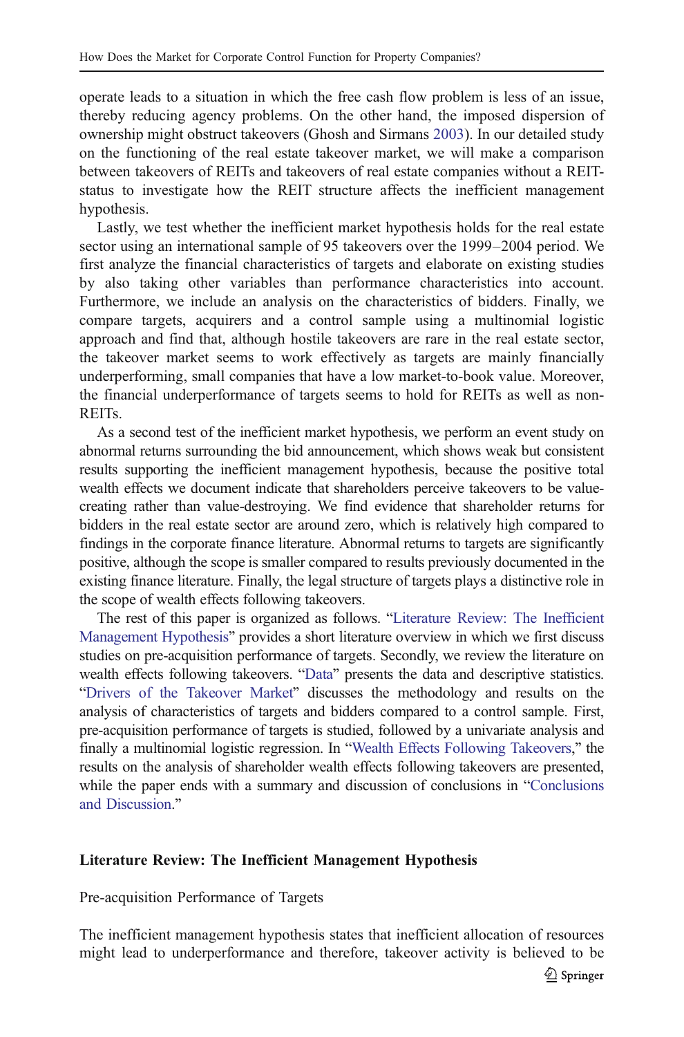operate leads to a situation in which the free cash flow problem is less of an issue, thereby reducing agency problems. On the other hand, the imposed dispersion of ownership might obstruct takeovers (Ghosh and Sirmans 2003). In our detailed study on the functioning of the real estate takeover market, we will make a comparison between takeovers of REITs and takeovers of real estate companies without a REIT-status to investigate how the REIT structure affects the inefficient management hypothesis.

Lastly, we test whether the inefficient market hypothesis holds for the real estate sector using an international sample of 95 takeovers over the 1999–2004 period. We first analyze the financial characteristics of targets and elaborate on existing studies by also taking other variables than performance characteristics into account. Furthermore, we include an analysis on the characteristics of bidders. Finally, we compare targets, acquirers and a control sample using a multinomial logistic approach and find that, although hostile takeovers are rare in the real estate sector, the takeover market seems to work effectively as targets are mainly financially underperforming, small companies that have a low market-to-book value. Moreover, the financial underperformance of targets seems to hold for REITs as well as non-REITs.

As a second test of the inefficient market hypothesis, we perform an event study on abnormal returns surrounding the bid announcement, which shows weak but consistent results supporting the inefficient management hypothesis, because the positive total wealth effects we document indicate that shareholders perceive takeovers to be value-creating rather than value-destroying. We find evidence that shareholder returns for bidders in the real estate sector are around zero, which is relatively high compared to findings in the corporate finance literature. Abnormal returns to targets are significantly positive, although the scope is smaller compared to results previously documented in the existing finance literature. Finally, the legal structure of targets plays a distinctive role in the scope of wealth effects following takeovers.

The rest of this paper is organized as follows. "Literature Review: The Inefficient Management Hypothesis" provides a short literature overview in which we first discuss studies on pre-acquisition performance of targets. Secondly, we review the literature on wealth effects following takeovers. "Data" presents the data and descriptive statistics. "Drivers of the Takeover Market" discusses the methodology and results on the analysis of characteristics of targets and bidders compared to a control sample. First, pre-acquisition performance of targets is studied, followed by a univariate analysis and finally a multinomial logistic regression. In "Wealth Effects Following Takeovers," the results on the analysis of shareholder wealth effects following takeovers are presented, while the paper ends with a summary and discussion of conclusions in "Conclusions and Discussion."

## Literature Review: The Inefficient Management Hypothesis

### Pre-acquisition Performance of Targets

The inefficient management hypothesis states that inefficient allocation of resources might lead to underperformance and therefore, takeover activity is believed to be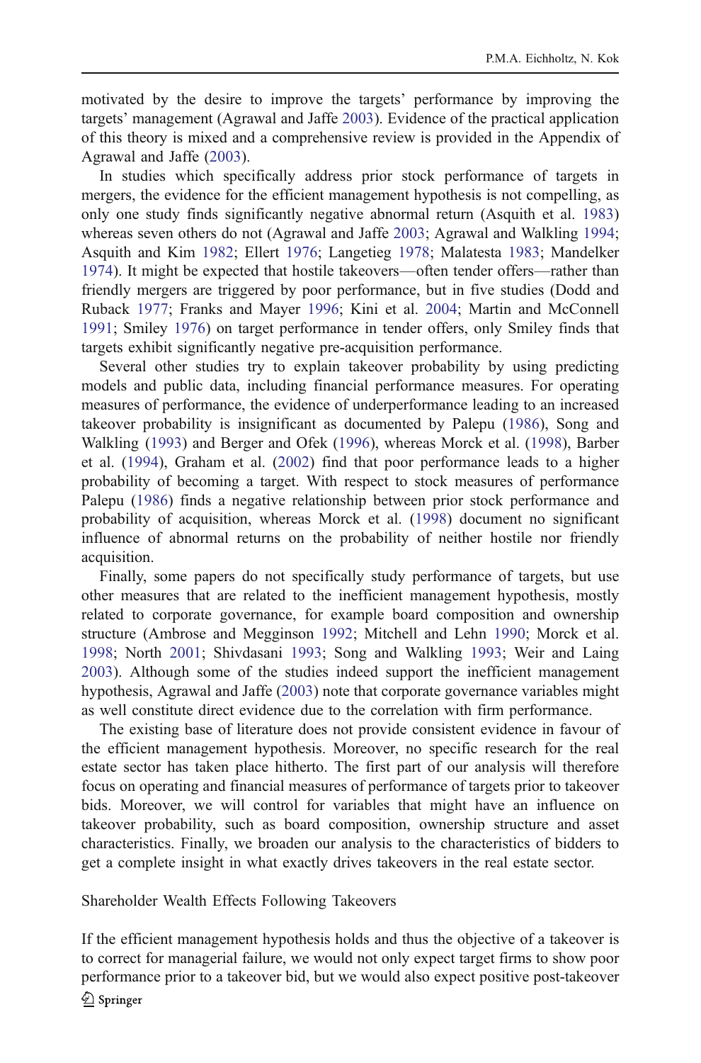motivated by the desire to improve the targets' performance by improving the targets' management (Agrawal and Jaffe 2003). Evidence of the practical application of this theory is mixed and a comprehensive review is provided in the Appendix of Agrawal and Jaffe (2003).

In studies which specifically address prior stock performance of targets in mergers, the evidence for the efficient management hypothesis is not compelling, as only one study finds significantly negative abnormal return (Asquith et al. 1983) whereas seven others do not (Agrawal and Jaffe 2003; Agrawal and Walkling 1994; Asquith and Kim 1982; Ellert 1976; Langetieg 1978; Malatesta 1983; Mandelker 1974). It might be expected that hostile takeovers—often tender offers—rather than friendly mergers are triggered by poor performance, but in five studies (Dodd and Ruback 1977; Franks and Mayer 1996; Kini et al. 2004; Martin and McConnell 1991; Smiley 1976) on target performance in tender offers, only Smiley finds that targets exhibit significantly negative pre-acquisition performance.

Several other studies try to explain takeover probability by using predicting models and public data, including financial performance measures. For operating measures of performance, the evidence of underperformance leading to an increased takeover probability is insignificant as documented by Palepu (1986), Song and Walkling (1993) and Berger and Ofek (1996), whereas Morck et al. (1998), Barber et al. (1994), Graham et al. (2002) find that poor performance leads to a higher probability of becoming a target. With respect to stock measures of performance Palepu (1986) finds a negative relationship between prior stock performance and probability of acquisition, whereas Morck et al. (1998) document no significant influence of abnormal returns on the probability of neither hostile nor friendly acquisition.

Finally, some papers do not specifically study performance of targets, but use other measures that are related to the inefficient management hypothesis, mostly related to corporate governance, for example board composition and ownership structure (Ambrose and Megginson 1992; Mitchell and Lehn 1990; Morck et al. 1998; North 2001; Shivdasani 1993; Song and Walkling 1993; Weir and Laing 2003). Although some of the studies indeed support the inefficient management hypothesis, Agrawal and Jaffe (2003) note that corporate governance variables might as well constitute direct evidence due to the correlation with firm performance.

The existing base of literature does not provide consistent evidence in favour of the efficient management hypothesis. Moreover, no specific research for the real estate sector has taken place hitherto. The first part of our analysis will therefore focus on operating and financial measures of performance of targets prior to takeover bids. Moreover, we will control for variables that might have an influence on takeover probability, such as board composition, ownership structure and asset characteristics. Finally, we broaden our analysis to the characteristics of bidders to get a complete insight in what exactly drives takeovers in the real estate sector.

### Shareholder Wealth Effects Following Takeovers

If the efficient management hypothesis holds and thus the objective of a takeover is to correct for managerial failure, we would not only expect target firms to show poor performance prior to a takeover bid, but we would also expect positive post-takeover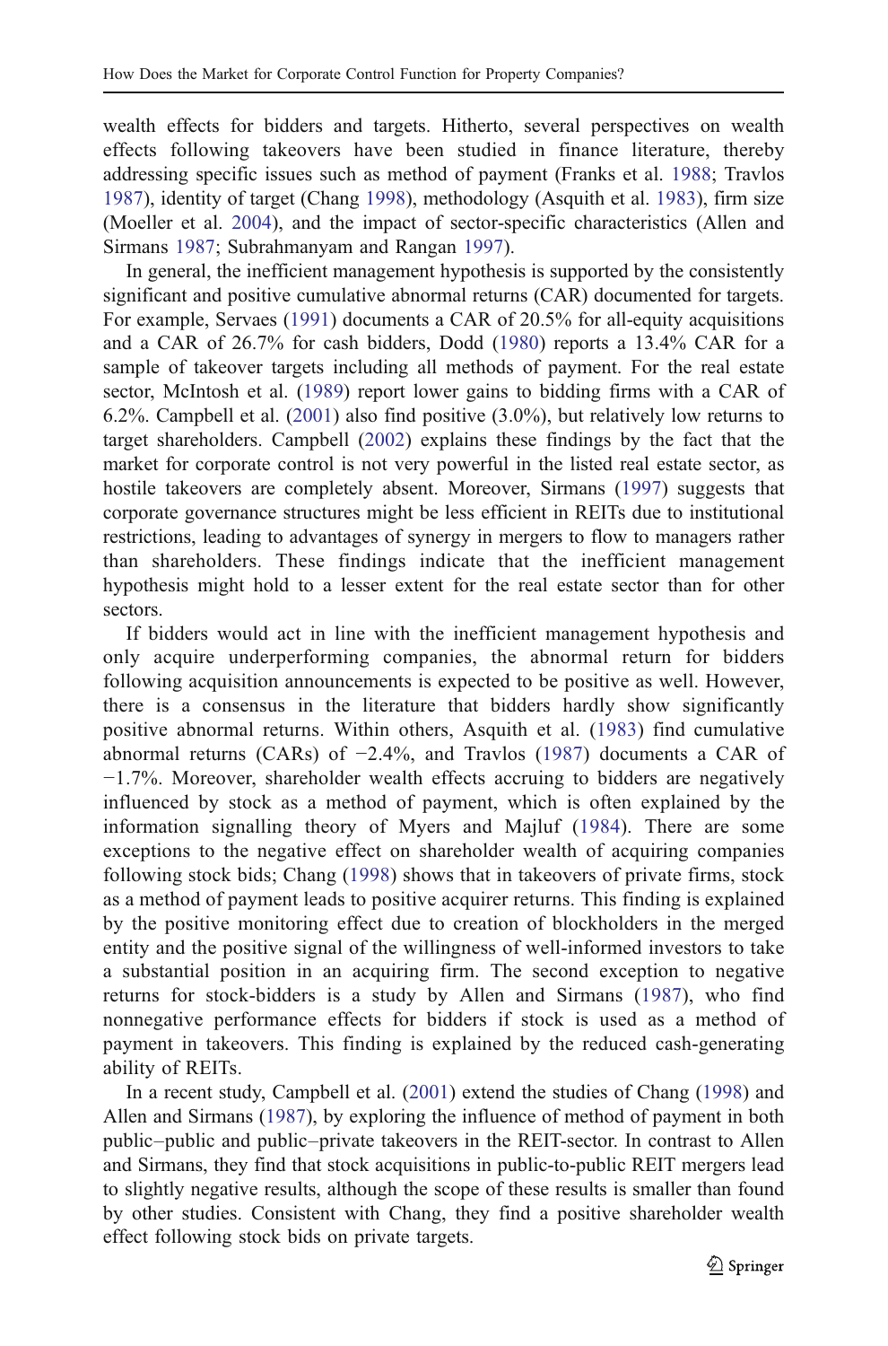wealth effects for bidders and targets. Hitherto, several perspectives on wealth effects following takeovers have been studied in finance literature, thereby addressing specific issues such as method of payment (Franks et al. 1988; Travlos 1987), identity of target (Chang 1998), methodology (Asquith et al. 1983), firm size (Moeller et al. 2004), and the impact of sector-specific characteristics (Allen and Sirmans 1987; Subrahmanyam and Rangan 1997).

In general, the inefficient management hypothesis is supported by the consistently significant and positive cumulative abnormal returns (CAR) documented for targets. For example, Servaes (1991) documents a CAR of 20.5% for all-equity acquisitions and a CAR of 26.7% for cash bidders, Dodd (1980) reports a 13.4% CAR for a sample of takeover targets including all methods of payment. For the real estate sector, McIntosh et al. (1989) report lower gains to bidding firms with a CAR of 6.2%. Campbell et al. (2001) also find positive (3.0%), but relatively low returns to target shareholders. Campbell (2002) explains these findings by the fact that the market for corporate control is not very powerful in the listed real estate sector, as hostile takeovers are completely absent. Moreover, Sirmans (1997) suggests that corporate governance structures might be less efficient in REITs due to institutional restrictions, leading to advantages of synergy in mergers to flow to managers rather than shareholders. These findings indicate that the inefficient management hypothesis might hold to a lesser extent for the real estate sector than for other sectors.

If bidders would act in line with the inefficient management hypothesis and only acquire underperforming companies, the abnormal return for bidders following acquisition announcements is expected to be positive as well. However, there is a consensus in the literature that bidders hardly show significantly positive abnormal returns. Within others, Asquith et al. (1983) find cumulative abnormal returns (CARs) of −2.4%, and Travlos (1987) documents a CAR of −1.7%. Moreover, shareholder wealth effects accruing to bidders are negatively influenced by stock as a method of payment, which is often explained by the information signalling theory of Myers and Majluf (1984). There are some exceptions to the negative effect on shareholder wealth of acquiring companies following stock bids; Chang (1998) shows that in takeovers of private firms, stock as a method of payment leads to positive acquirer returns. This finding is explained by the positive monitoring effect due to creation of blockholders in the merged entity and the positive signal of the willingness of well-informed investors to take a substantial position in an acquiring firm. The second exception to negative returns for stock-bidders is a study by Allen and Sirmans (1987), who find nonnegative performance effects for bidders if stock is used as a method of payment in takeovers. This finding is explained by the reduced cash-generating ability of REITs.

In a recent study, Campbell et al. (2001) extend the studies of Chang (1998) and Allen and Sirmans (1987), by exploring the influence of method of payment in both public–public and public–private takeovers in the REIT-sector. In contrast to Allen and Sirmans, they find that stock acquisitions in public-to-public REIT mergers lead to slightly negative results, although the scope of these results is smaller than found by other studies. Consistent with Chang, they find a positive shareholder wealth effect following stock bids on private targets.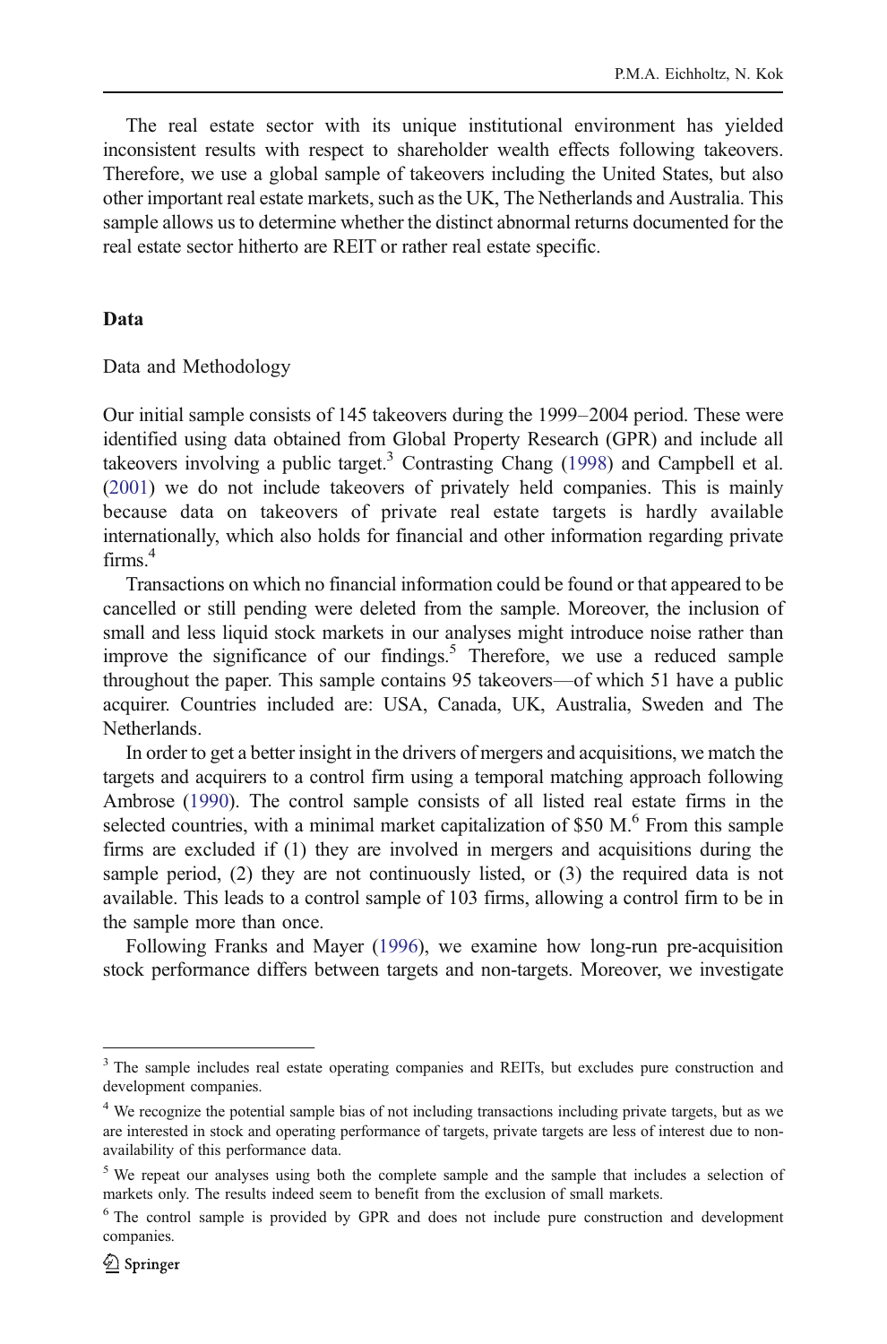The real estate sector with its unique institutional environment has yielded inconsistent results with respect to shareholder wealth effects following takeovers. Therefore, we use a global sample of takeovers including the United States, but also other important real estate markets, such as the UK, The Netherlands and Australia. This sample allows us to determine whether the distinct abnormal returns documented for the real estate sector hitherto are REIT or rather real estate specific.

## Data

### Data and Methodology

Our initial sample consists of 145 takeovers during the 1999–2004 period. These were identified using data obtained from Global Property Research (GPR) and include all takeovers involving a public target.[3] Contrasting Chang (1998) and Campbell et al. (2001) we do not include takeovers of privately held companies. This is mainly because data on takeovers of private real estate targets is hardly available internationally, which also holds for financial and other information regarding private firms.[4]

Transactions on which no financial information could be found or that appeared to be cancelled or still pending were deleted from the sample. Moreover, the inclusion of small and less liquid stock markets in our analyses might introduce noise rather than improve the significance of our findings.[5] Therefore, we use a reduced sample throughout the paper. This sample contains 95 takeovers—of which 51 have a public acquirer. Countries included are: USA, Canada, UK, Australia, Sweden and The Netherlands.

In order to get a better insight in the drivers of mergers and acquisitions, we match the targets and acquirers to a control firm using a temporal matching approach following Ambrose (1990). The control sample consists of all listed real estate firms in the selected countries, with a minimal market capitalization of $50 M.[6] From this sample firms are excluded if (1) they are involved in mergers and acquisitions during the sample period, (2) they are not continuously listed, or (3) the required data is not available. This leads to a control sample of 103 firms, allowing a control firm to be in the sample more than once.

Following Franks and Mayer (1996), we examine how long-run pre-acquisition stock performance differs between targets and non-targets. Moreover, we investigate

---

[3] The sample includes real estate operating companies and REITs, but excludes pure construction and development companies.

[4] We recognize the potential sample bias of not including transactions including private targets, but as we are interested in stock and operating performance of targets, private targets are less of interest due to non-availability of this performance data.

[5] We repeat our analyses using both the complete sample and the sample that includes a selection of markets only. The results indeed seem to benefit from the exclusion of small markets.

[6] The control sample is provided by GPR and does not include pure construction and development companies.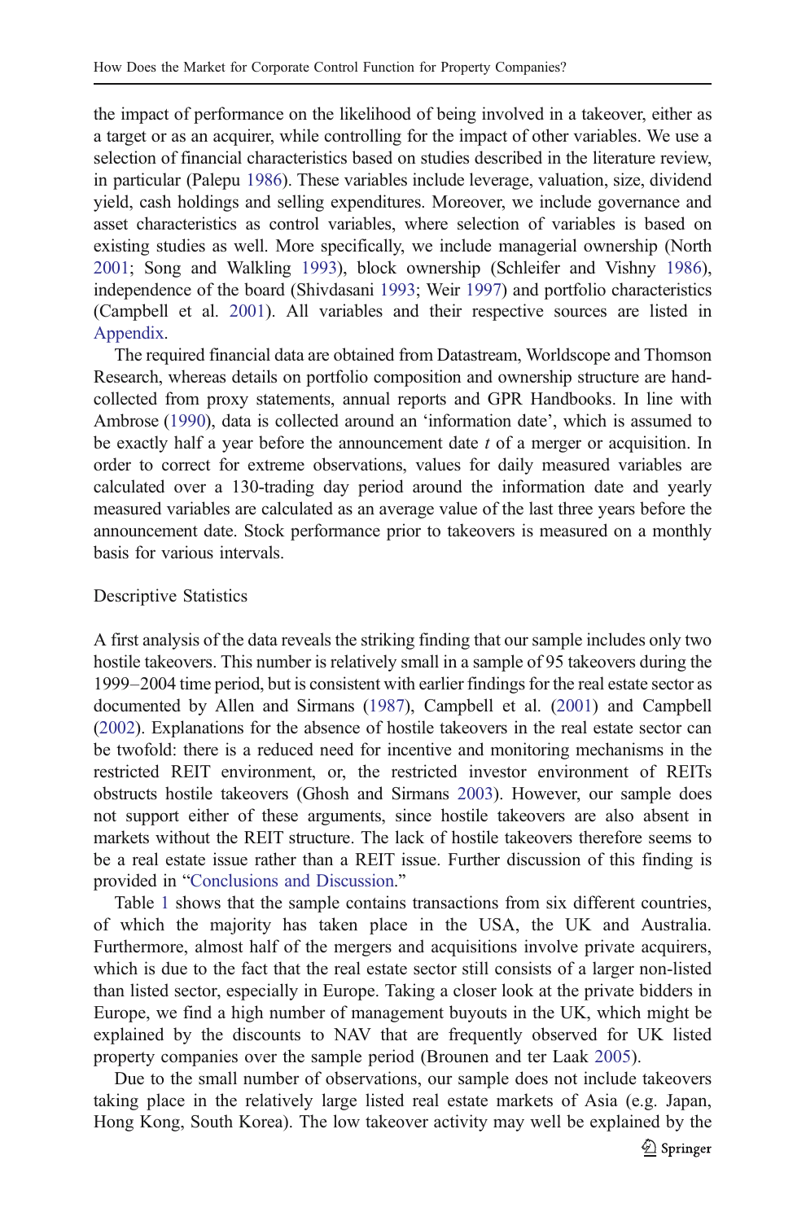the impact of performance on the likelihood of being involved in a takeover, either as a target or as an acquirer, while controlling for the impact of other variables. We use a selection of financial characteristics based on studies described in the literature review, in particular (Palepu 1986). These variables include leverage, valuation, size, dividend yield, cash holdings and selling expenditures. Moreover, we include governance and asset characteristics as control variables, where selection of variables is based on existing studies as well. More specifically, we include managerial ownership (North 2001; Song and Walkling 1993), block ownership (Schleifer and Vishny 1986), independence of the board (Shivdasani 1993; Weir 1997) and portfolio characteristics (Campbell et al. 2001). All variables and their respective sources are listed in Appendix.

The required financial data are obtained from Datastream, Worldscope and Thomson Research, whereas details on portfolio composition and ownership structure are hand-collected from proxy statements, annual reports and GPR Handbooks. In line with Ambrose (1990), data is collected around an 'information date', which is assumed to be exactly half a year before the announcement date $t$ of a merger or acquisition. In order to correct for extreme observations, values for daily measured variables are calculated over a 130-trading day period around the information date and yearly measured variables are calculated as an average value of the last three years before the announcement date. Stock performance prior to takeovers is measured on a monthly basis for various intervals.

## Descriptive Statistics

A first analysis of the data reveals the striking finding that our sample includes only two hostile takeovers. This number is relatively small in a sample of 95 takeovers during the 1999–2004 time period, but is consistent with earlier findings for the real estate sector as documented by Allen and Sirmans (1987), Campbell et al. (2001) and Campbell (2002). Explanations for the absence of hostile takeovers in the real estate sector can be twofold: there is a reduced need for incentive and monitoring mechanisms in the restricted REIT environment, or, the restricted investor environment of REITs obstructs hostile takeovers (Ghosh and Sirmans 2003). However, our sample does not support either of these arguments, since hostile takeovers are also absent in markets without the REIT structure. The lack of hostile takeovers therefore seems to be a real estate issue rather than a REIT issue. Further discussion of this finding is provided in "Conclusions and Discussion."

Table 1 shows that the sample contains transactions from six different countries, of which the majority has taken place in the USA, the UK and Australia. Furthermore, almost half of the mergers and acquisitions involve private acquirers, which is due to the fact that the real estate sector still consists of a larger non-listed than listed sector, especially in Europe. Taking a closer look at the private bidders in Europe, we find a high number of management buyouts in the UK, which might be explained by the discounts to NAV that are frequently observed for UK listed property companies over the sample period (Brounen and ter Laak 2005).

Due to the small number of observations, our sample does not include takeovers taking place in the relatively large listed real estate markets of Asia (e.g. Japan, Hong Kong, South Korea). The low takeover activity may well be explained by the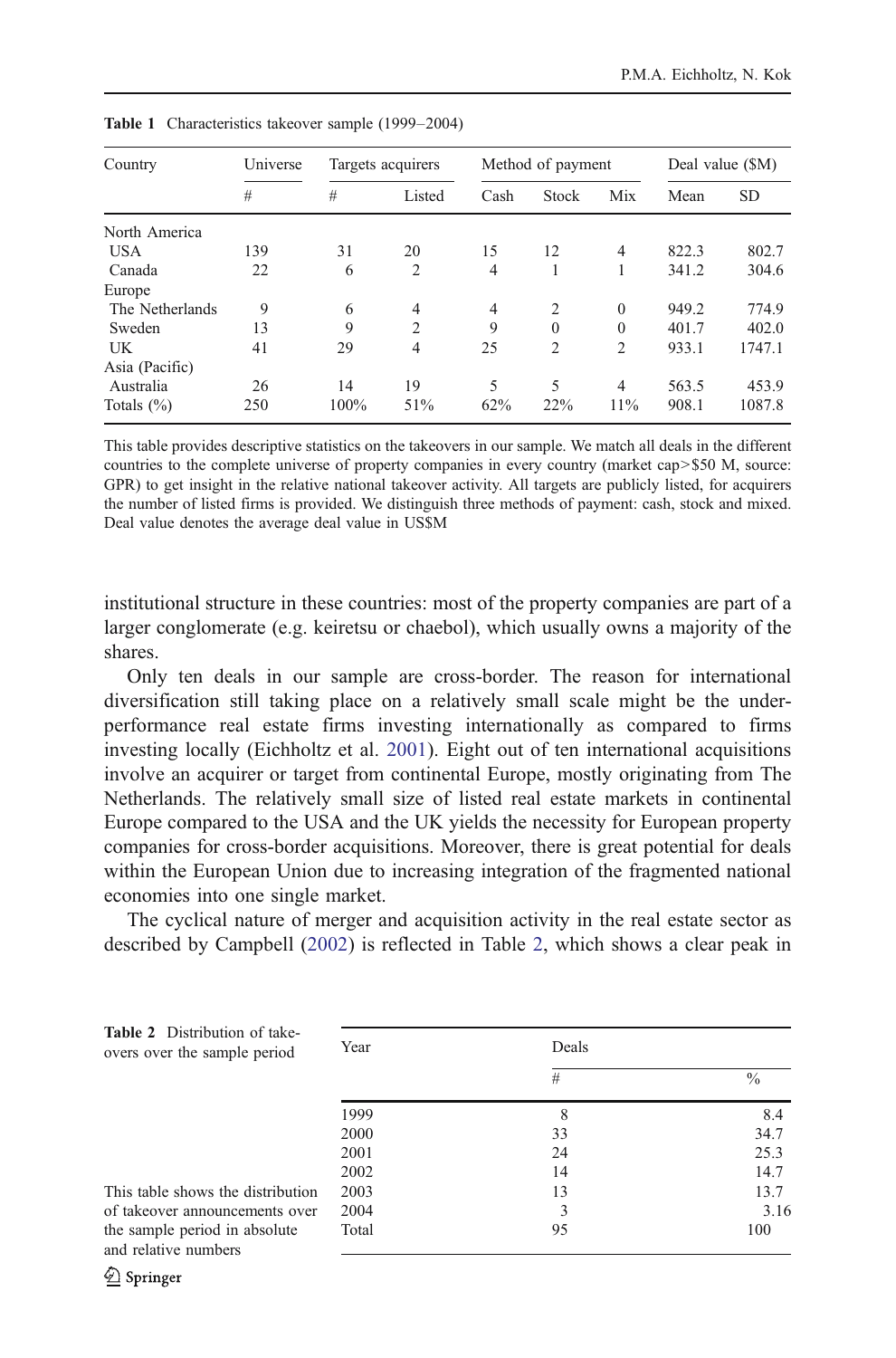**Table 1** Characteristics takeover sample (1999–2004)

| Country | Universe | Targets acquirers | | Method of payment | | | Deal value ($M) | |
|---|---|---|---|---|---|---|---|---|
| | # | # | Listed | Cash | Stock | Mix | Mean | SD |
| North America | | | | | | | | |
| USA | 139 | 31 | 20 | 15 | 12 | 4 | 822.3 | 802.7 |
| Canada | 22 | 6 | 2 | 4 | 1 | 1 | 341.2 | 304.6 |
| Europe | | | | | | | | |
| The Netherlands | 9 | 6 | 4 | 4 | 2 | 0 | 949.2 | 774.9 |
| Sweden | 13 | 9 | 2 | 9 | 0 | 0 | 401.7 | 402.0 |
| UK | 41 | 29 | 4 | 25 | 2 | 2 | 933.1 | 1747.1 |
| Asia (Pacific) | | | | | | | | |
| Australia | 26 | 14 | 19 | 5 | 5 | 4 | 563.5 | 453.9 |
| Totals (%) | 250 | 100% | 51% | 62% | 22% | 11% | 908.1 | 1087.8 |

This table provides descriptive statistics on the takeovers in our sample. We match all deals in the different countries to the complete universe of property companies in every country (market cap>$50 M, source: GPR) to get insight in the relative national takeover activity. All targets are publicly listed, for acquirers the number of listed firms is provided. We distinguish three methods of payment: cash, stock and mixed. Deal value denotes the average deal value in US$M

institutional structure in these countries: most of the property companies are part of a larger conglomerate (e.g. keiretsu or chaebol), which usually owns a majority of the shares.

Only ten deals in our sample are cross-border. The reason for international diversification still taking place on a relatively small scale might be the underperformance real estate firms investing internationally as compared to firms investing locally (Eichholtz et al. 2001). Eight out of ten international acquisitions involve an acquirer or target from continental Europe, mostly originating from The Netherlands. The relatively small size of listed real estate markets in continental Europe compared to the USA and the UK yields the necessity for European property companies for cross-border acquisitions. Moreover, there is great potential for deals within the European Union due to increasing integration of the fragmented national economies into one single market.

The cyclical nature of merger and acquisition activity in the real estate sector as described by Campbell (2002) is reflected in Table 2, which shows a clear peak in

**Table 2** Distribution of takeovers over the sample period

| Year | Deals | |
|---|---|---|
| | # | % |
| 1999 | 8 | 8.4 |
| 2000 | 33 | 34.7 |
| 2001 | 24 | 25.3 |
| 2002 | 14 | 14.7 |
| 2003 | 13 | 13.7 |
| 2004 | 3 | 3.16 |
| Total | 95 | 100 |

This table shows the distribution of takeover announcements over the sample period in absolute and relative numbers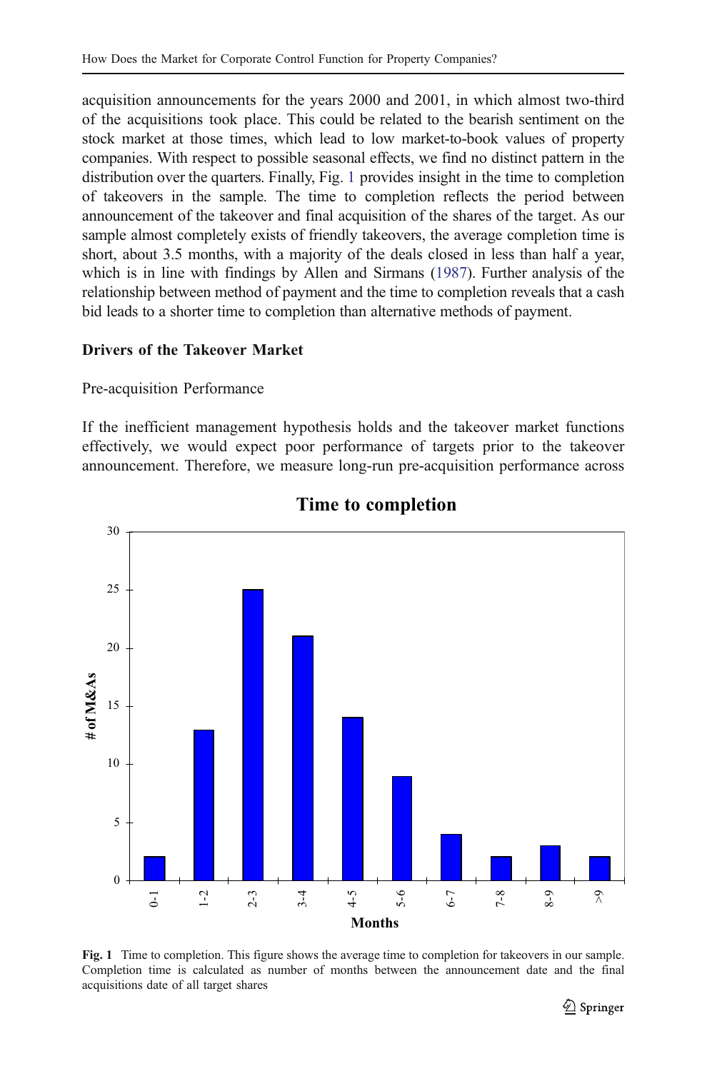acquisition announcements for the years 2000 and 2001, in which almost two-third of the acquisitions took place. This could be related to the bearish sentiment on the stock market at those times, which lead to low market-to-book values of property companies. With respect to possible seasonal effects, we find no distinct pattern in the distribution over the quarters. Finally, Fig. 1 provides insight in the time to completion of takeovers in the sample. The time to completion reflects the period between announcement of the takeover and final acquisition of the shares of the target. As our sample almost completely exists of friendly takeovers, the average completion time is short, about 3.5 months, with a majority of the deals closed in less than half a year, which is in line with findings by Allen and Sirmans (1987). Further analysis of the relationship between method of payment and the time to completion reveals that a cash bid leads to a shorter time to completion than alternative methods of payment.

## Drivers of the Takeover Market

### Pre-acquisition Performance

If the inefficient management hypothesis holds and the takeover market functions effectively, we would expect poor performance of targets prior to the takeover announcement. Therefore, we measure long-run pre-acquisition performance across

**Time to completion**

| Months | # of M&As |
|---|---|
| 0-1 | 2 |
| 1-2 | 13 |
| 2-3 | 25 |
| 3-4 | 21 |
| 4-5 | 14 |
| 5-6 | 9 |
| 6-7 | 4 |
| 7-8 | 2 |
| 8-9 | 3 |
| >9 | 2 |

**Fig. 1** Time to completion. This figure shows the average time to completion for takeovers in our sample. Completion time is calculated as number of months between the announcement date and the final acquisitions date of all target shares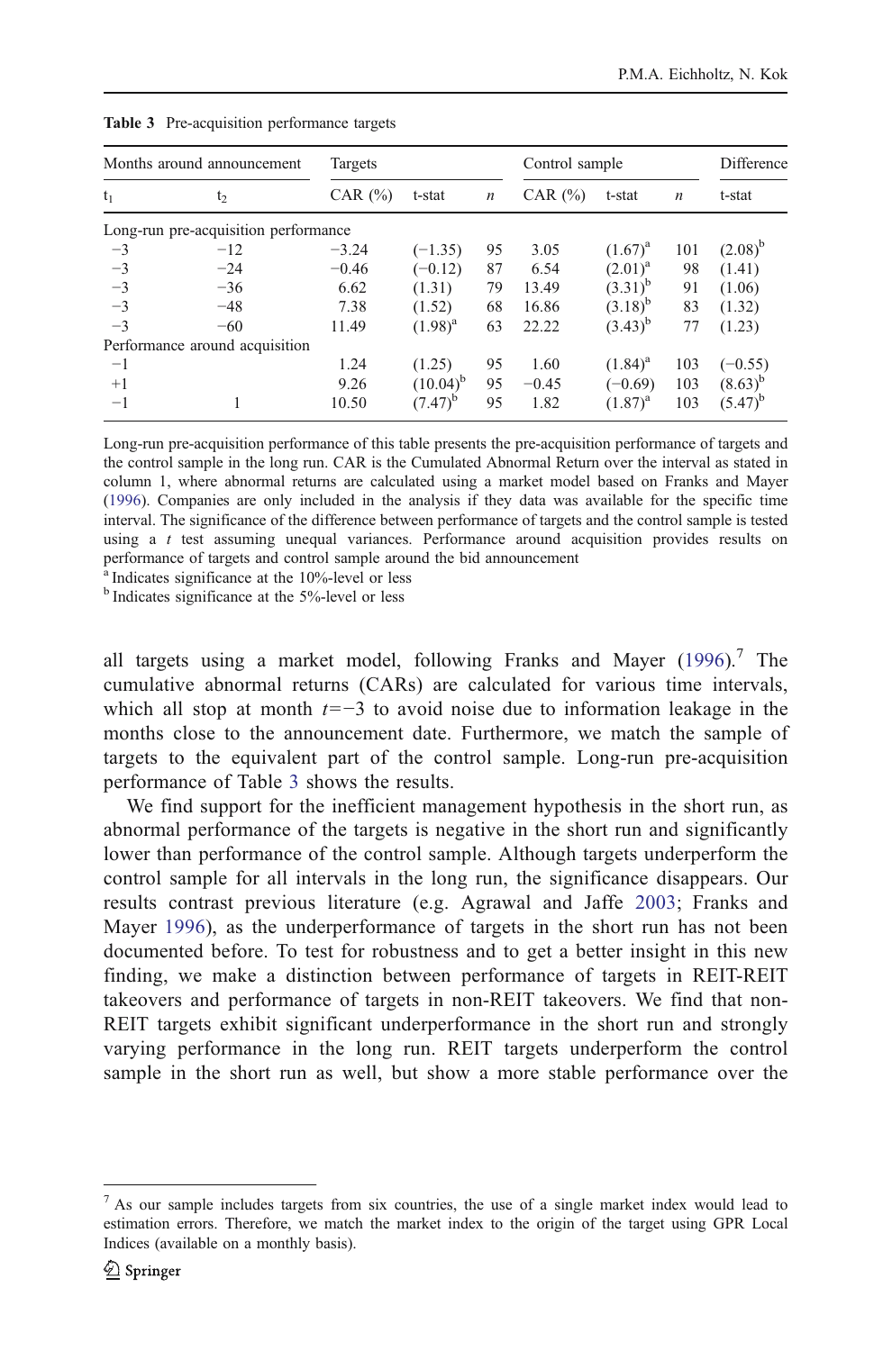**Table 3** Pre-acquisition performance targets

| Months around announcement | | Targets | | | Control sample | | | Difference |
|---|---|---|---|---|---|---|---|---|
| $t_1$ | $t_2$ | CAR (%) | t-stat | $n$ | CAR (%) | t-stat | $n$ | t-stat |
| Long-run pre-acquisition performance | | | | | | | | |
| −3 | −12 | −3.24 | (−1.35) | 95 | 3.05 | (1.67)[a] | 101 | (2.08)[b] |
| −3 | −24 | −0.46 | (−0.12) | 87 | 6.54 | (2.01)[a] | 98 | (1.41) |
| −3 | −36 | 6.62 | (1.31) | 79 | 13.49 | (3.31)[b] | 91 | (1.06) |
| −3 | −48 | 7.38 | (1.52) | 68 | 16.86 | (3.18)[b] | 83 | (1.32) |
| −3 | −60 | 11.49 | (1.98)[a] | 63 | 22.22 | (3.43)[b] | 77 | (1.23) |
| Performance around acquisition | | | | | | | | |
| −1 | | 1.24 | (1.25) | 95 | 1.60 | (1.84)[a] | 103 | (−0.55) |
| +1 | | 9.26 | (10.04)[b] | 95 | −0.45 | (−0.69) | 103 | (8.63)[b] |
| −1 | 1 | 10.50 | (7.47)[b] | 95 | 1.82 | (1.87)[a] | 103 | (5.47)[b] |

Long-run pre-acquisition performance of this table presents the pre-acquisition performance of targets and the control sample in the long run. CAR is the Cumulated Abnormal Return over the interval as stated in column 1, where abnormal returns are calculated using a market model based on Franks and Mayer (1996). Companies are only included in the analysis if they data was available for the specific time interval. The significance of the difference between performance of targets and the control sample is tested using a $t$ test assuming unequal variances. Performance around acquisition provides results on performance of targets and control sample around the bid announcement

[a] Indicates significance at the 10%-level or less

[b] Indicates significance at the 5%-level or less

all targets using a market model, following Franks and Mayer (1996).[7] The cumulative abnormal returns (CARs) are calculated for various time intervals, which all stop at month $t=-3$ to avoid noise due to information leakage in the months close to the announcement date. Furthermore, we match the sample of targets to the equivalent part of the control sample. Long-run pre-acquisition performance of Table 3 shows the results.

We find support for the inefficient management hypothesis in the short run, as abnormal performance of the targets is negative in the short run and significantly lower than performance of the control sample. Although targets underperform the control sample for all intervals in the long run, the significance disappears. Our results contrast previous literature (e.g. Agrawal and Jaffe 2003; Franks and Mayer 1996), as the underperformance of targets in the short run has not been documented before. To test for robustness and to get a better insight in this new finding, we make a distinction between performance of targets in REIT-REIT takeovers and performance of targets in non-REIT takeovers. We find that non-REIT targets exhibit significant underperformance in the short run and strongly varying performance in the long run. REIT targets underperform the control sample in the short run as well, but show a more stable performance over the

[7] As our sample includes targets from six countries, the use of a single market index would lead to estimation errors. Therefore, we match the market index to the origin of the target using GPR Local Indices (available on a monthly basis).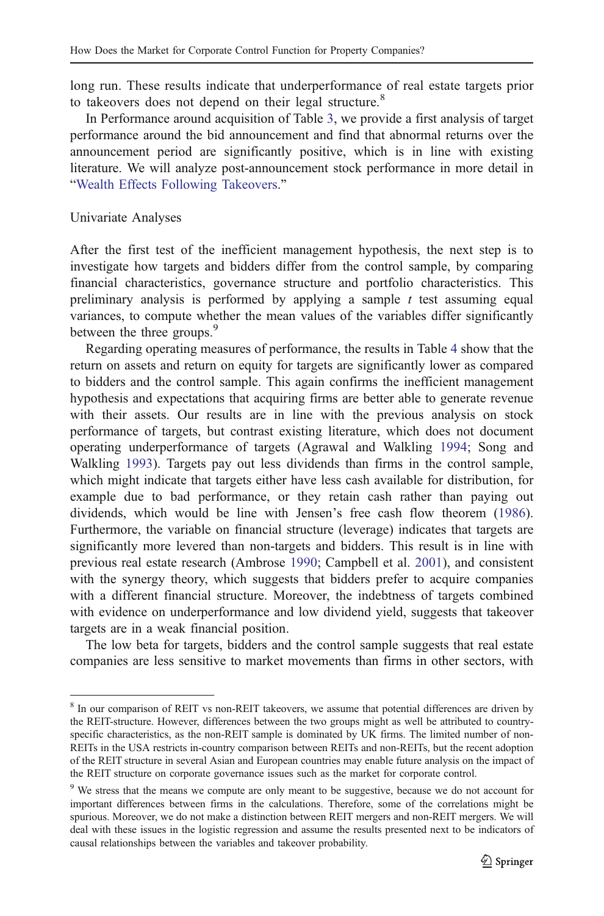long run. These results indicate that underperformance of real estate targets prior to takeovers does not depend on their legal structure.[8]

In Performance around acquisition of Table 3, we provide a first analysis of target performance around the bid announcement and find that abnormal returns over the announcement period are significantly positive, which is in line with existing literature. We will analyze post-announcement stock performance in more detail in "Wealth Effects Following Takeovers."

### Univariate Analyses

After the first test of the inefficient management hypothesis, the next step is to investigate how targets and bidders differ from the control sample, by comparing financial characteristics, governance structure and portfolio characteristics. This preliminary analysis is performed by applying a sample $t$ test assuming equal variances, to compute whether the mean values of the variables differ significantly between the three groups.[9]

Regarding operating measures of performance, the results in Table 4 show that the return on assets and return on equity for targets are significantly lower as compared to bidders and the control sample. This again confirms the inefficient management hypothesis and expectations that acquiring firms are better able to generate revenue with their assets. Our results are in line with the previous analysis on stock performance of targets, but contrast existing literature, which does not document operating underperformance of targets (Agrawal and Walkling 1994; Song and Walkling 1993). Targets pay out less dividends than firms in the control sample, which might indicate that targets either have less cash available for distribution, for example due to bad performance, or they retain cash rather than paying out dividends, which would be line with Jensen's free cash flow theorem (1986). Furthermore, the variable on financial structure (leverage) indicates that targets are significantly more levered than non-targets and bidders. This result is in line with previous real estate research (Ambrose 1990; Campbell et al. 2001), and consistent with the synergy theory, which suggests that bidders prefer to acquire companies with a different financial structure. Moreover, the indebtness of targets combined with evidence on underperformance and low dividend yield, suggests that takeover targets are in a weak financial position.

The low beta for targets, bidders and the control sample suggests that real estate companies are less sensitive to market movements than firms in other sectors, with

---

[8] In our comparison of REIT vs non-REIT takeovers, we assume that potential differences are driven by the REIT-structure. However, differences between the two groups might as well be attributed to country-specific characteristics, as the non-REIT sample is dominated by UK firms. The limited number of non-REITs in the USA restricts in-country comparison between REITs and non-REITs, but the recent adoption of the REIT structure in several Asian and European countries may enable future analysis on the impact of the REIT structure on corporate governance issues such as the market for corporate control.

[9] We stress that the means we compute are only meant to be suggestive, because we do not account for important differences between firms in the calculations. Therefore, some of the correlations might be spurious. Moreover, we do not make a distinction between REIT mergers and non-REIT mergers. We will deal with these issues in the logistic regression and assume the results presented next to be indicators of causal relationships between the variables and takeover probability.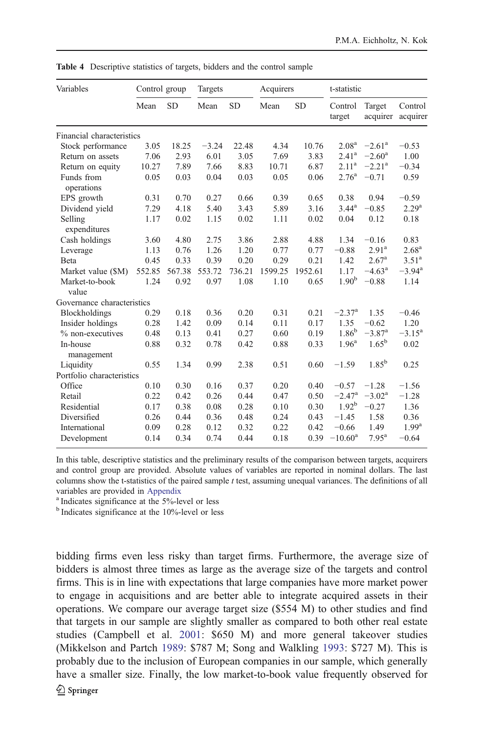**Table 4** Descriptive statistics of targets, bidders and the control sample

| Variables | Control group | | Targets | | Acquirers | | t-statistic | | |
|---|---|---|---|---|---|---|---|---|---|
| | Mean | SD | Mean | SD | Mean | SD | Control target | Target acquirer | Control acquirer |
| Financial characteristics | | | | | | | | | |
| Stock performance | 3.05 | 18.25 | −3.24 | 22.48 | 4.34 | 10.76 | 2.08[a] | −2.61[a] | −0.53 |
| Return on assets | 7.06 | 2.93 | 6.01 | 3.05 | 7.69 | 3.83 | 2.41[a] | −2.60[a] | 1.00 |
| Return on equity | 10.27 | 7.89 | 7.66 | 8.83 | 10.71 | 6.87 | 2.11[a] | −2.21[a] | −0.34 |
| Funds from operations | 0.05 | 0.03 | 0.04 | 0.03 | 0.05 | 0.06 | 2.76[a] | −0.71 | 0.59 |
| EPS growth | 0.31 | 0.70 | 0.27 | 0.66 | 0.39 | 0.65 | 0.38 | 0.94 | −0.59 |
| Dividend yield | 7.29 | 4.18 | 5.40 | 3.43 | 5.89 | 3.16 | 3.44[a] | −0.85 | 2.29[a] |
| Selling expenditures | 1.17 | 0.02 | 1.15 | 0.02 | 1.11 | 0.02 | 0.04 | 0.12 | 0.18 |
| Cash holdings | 3.60 | 4.80 | 2.75 | 3.86 | 2.88 | 4.88 | 1.34 | −0.16 | 0.83 |
| Leverage | 1.13 | 0.76 | 1.26 | 1.20 | 0.77 | 0.77 | −0.88 | 2.91[a] | 2.68[a] |
| Beta | 0.45 | 0.33 | 0.39 | 0.20 | 0.29 | 0.21 | 1.42 | 2.67[a] | 3.51[a] |
| Market value ($M) | 552.85 | 567.38 | 553.72 | 736.21 | 1599.25 | 1952.61 | 1.17 | −4.63[a] | −3.94[a] |
| Market-to-book value | 1.24 | 0.92 | 0.97 | 1.08 | 1.10 | 0.65 | 1.90[b] | −0.88 | 1.14 |
| Governance characteristics | | | | | | | | | |
| Blockholdings | 0.29 | 0.18 | 0.36 | 0.20 | 0.31 | 0.21 | −2.37[a] | 1.35 | −0.46 |
| Insider holdings | 0.28 | 1.42 | 0.09 | 0.14 | 0.11 | 0.17 | 1.35 | −0.62 | 1.20 |
| % non-executives | 0.48 | 0.13 | 0.41 | 0.27 | 0.60 | 0.19 | 1.86[b] | −3.87[a] | −3.15[a] |
| In-house management | 0.88 | 0.32 | 0.78 | 0.42 | 0.88 | 0.33 | 1.96[a] | 1.65[b] | 0.02 |
| Liquidity | 0.55 | 1.34 | 0.99 | 2.38 | 0.51 | 0.60 | −1.59 | 1.85[b] | 0.25 |
| Portfolio characteristics | | | | | | | | | |
| Office | 0.10 | 0.30 | 0.16 | 0.37 | 0.20 | 0.40 | −0.57 | −1.28 | −1.56 |
| Retail | 0.22 | 0.42 | 0.26 | 0.44 | 0.47 | 0.50 | −2.47[a] | −3.02[a] | −1.28 |
| Residential | 0.17 | 0.38 | 0.08 | 0.28 | 0.10 | 0.30 | 1.92[b] | −0.27 | 1.36 |
| Diversified | 0.26 | 0.44 | 0.36 | 0.48 | 0.24 | 0.43 | −1.45 | 1.58 | 0.36 |
| International | 0.09 | 0.28 | 0.12 | 0.32 | 0.22 | 0.42 | −0.66 | 1.49 | 1.99[a] |
| Development | 0.14 | 0.34 | 0.74 | 0.44 | 0.18 | 0.39 | −10.60[a] | 7.95[a] | −0.64 |

In this table, descriptive statistics and the preliminary results of the comparison between targets, acquirers and control group are provided. Absolute values of variables are reported in nominal dollars. The last columns show the t-statistics of the paired sample *t* test, assuming unequal variances. The definitions of all variables are provided in Appendix

[a] Indicates significance at the 5%-level or less

[b] Indicates significance at the 10%-level or less

bidding firms even less risky than target firms. Furthermore, the average size of bidders is almost three times as large as the average size of the targets and control firms. This is in line with expectations that large companies have more market power to engage in acquisitions and are better able to integrate acquired assets in their operations. We compare our average target size ($554 M) to other studies and find that targets in our sample are slightly smaller as compared to both other real estate studies (Campbell et al. 2001: $650 M) and more general takeover studies (Mikkelson and Partch 1989: $787 M; Song and Walkling 1993: $727 M). This is probably due to the inclusion of European companies in our sample, which generally have a smaller size. Finally, the low market-to-book value frequently observed for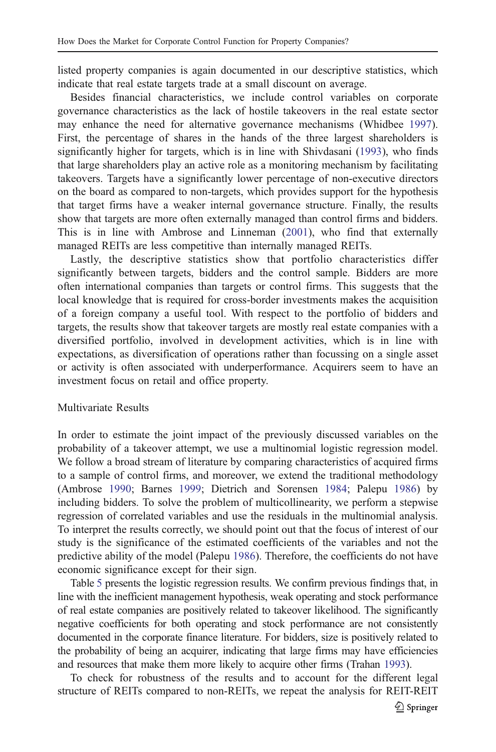listed property companies is again documented in our descriptive statistics, which indicate that real estate targets trade at a small discount on average.

Besides financial characteristics, we include control variables on corporate governance characteristics as the lack of hostile takeovers in the real estate sector may enhance the need for alternative governance mechanisms (Whidbee 1997). First, the percentage of shares in the hands of the three largest shareholders is significantly higher for targets, which is in line with Shivdasani (1993), who finds that large shareholders play an active role as a monitoring mechanism by facilitating takeovers. Targets have a significantly lower percentage of non-executive directors on the board as compared to non-targets, which provides support for the hypothesis that target firms have a weaker internal governance structure. Finally, the results show that targets are more often externally managed than control firms and bidders. This is in line with Ambrose and Linneman (2001), who find that externally managed REITs are less competitive than internally managed REITs.

Lastly, the descriptive statistics show that portfolio characteristics differ significantly between targets, bidders and the control sample. Bidders are more often international companies than targets or control firms. This suggests that the local knowledge that is required for cross-border investments makes the acquisition of a foreign company a useful tool. With respect to the portfolio of bidders and targets, the results show that takeover targets are mostly real estate companies with a diversified portfolio, involved in development activities, which is in line with expectations, as diversification of operations rather than focussing on a single asset or activity is often associated with underperformance. Acquirers seem to have an investment focus on retail and office property.

## Multivariate Results

In order to estimate the joint impact of the previously discussed variables on the probability of a takeover attempt, we use a multinomial logistic regression model. We follow a broad stream of literature by comparing characteristics of acquired firms to a sample of control firms, and moreover, we extend the traditional methodology (Ambrose 1990; Barnes 1999; Dietrich and Sorensen 1984; Palepu 1986) by including bidders. To solve the problem of multicollinearity, we perform a stepwise regression of correlated variables and use the residuals in the multinomial analysis. To interpret the results correctly, we should point out that the focus of interest of our study is the significance of the estimated coefficients of the variables and not the predictive ability of the model (Palepu 1986). Therefore, the coefficients do not have economic significance except for their sign.

Table 5 presents the logistic regression results. We confirm previous findings that, in line with the inefficient management hypothesis, weak operating and stock performance of real estate companies are positively related to takeover likelihood. The significantly negative coefficients for both operating and stock performance are not consistently documented in the corporate finance literature. For bidders, size is positively related to the probability of being an acquirer, indicating that large firms may have efficiencies and resources that make them more likely to acquire other firms (Trahan 1993).

To check for robustness of the results and to account for the different legal structure of REITs compared to non-REITs, we repeat the analysis for REIT-REIT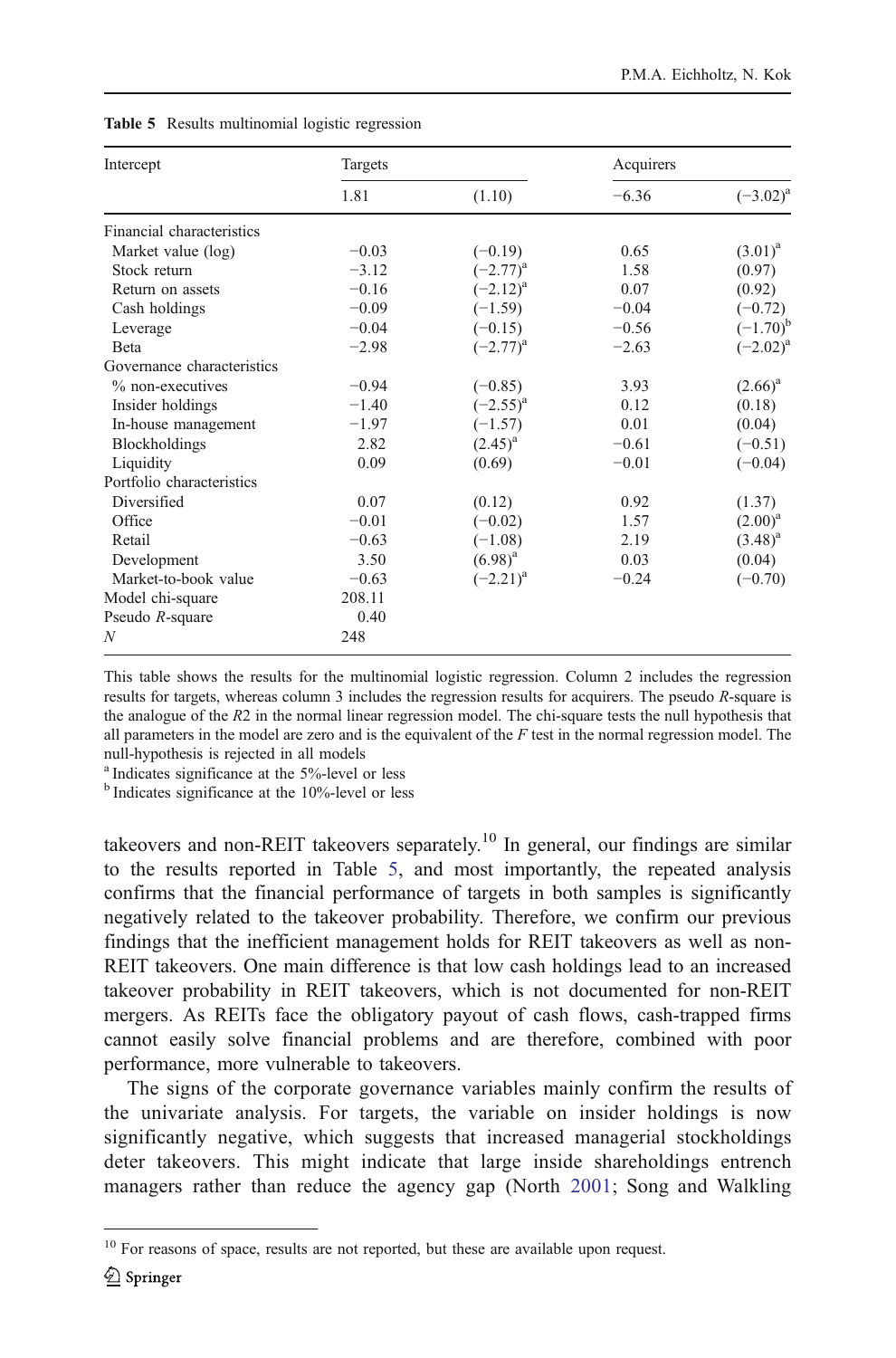**Table 5** Results multinomial logistic regression

| Intercept | Targets | | Acquirers | |
|---|---|---|---|---|
| | 1.81 | (1.10) | −6.36 | (−3.02)[a] |
| Financial characteristics | | | | |
| Market value (log) | −0.03 | (−0.19) | 0.65 | (3.01)[a] |
| Stock return | −3.12 | (−2.77)[a] | 1.58 | (0.97) |
| Return on assets | −0.16 | (−2.12)[a] | 0.07 | (0.92) |
| Cash holdings | −0.09 | (−1.59) | −0.04 | (−0.72) |
| Leverage | −0.04 | (−0.15) | −0.56 | (−1.70)[b] |
| Beta | −2.98 | (−2.77)[a] | −2.63 | (−2.02)[a] |
| Governance characteristics | | | | |
| % non-executives | −0.94 | (−0.85) | 3.93 | (2.66)[a] |
| Insider holdings | −1.40 | (−2.55)[a] | 0.12 | (0.18) |
| In-house management | −1.97 | (−1.57) | 0.01 | (0.04) |
| Blockholdings | 2.82 | (2.45)[a] | −0.61 | (−0.51) |
| Liquidity | 0.09 | (0.69) | −0.01 | (−0.04) |
| Portfolio characteristics | | | | |
| Diversified | 0.07 | (0.12) | 0.92 | (1.37) |
| Office | −0.01 | (−0.02) | 1.57 | (2.00)[a] |
| Retail | −0.63 | (−1.08) | 2.19 | (3.48)[a] |
| Development | 3.50 | (6.98)[a] | 0.03 | (0.04) |
| Market-to-book value | −0.63 | (−2.21)[a] | −0.24 | (−0.70) |
| Model chi-square | 208.11 | | | |
| Pseudo *R*-square | 0.40 | | | |
| *N* | 248 | | | |

This table shows the results for the multinomial logistic regression. Column 2 includes the regression results for targets, whereas column 3 includes the regression results for acquirers. The pseudo *R*-square is the analogue of the *R*2 in the normal linear regression model. The chi-square tests the null hypothesis that all parameters in the model are zero and is the equivalent of the *F* test in the normal regression model. The null-hypothesis is rejected in all models

[a] Indicates significance at the 5%-level or less

[b] Indicates significance at the 10%-level or less

takeovers and non-REIT takeovers separately.[10] In general, our findings are similar to the results reported in Table 5, and most importantly, the repeated analysis confirms that the financial performance of targets in both samples is significantly negatively related to the takeover probability. Therefore, we confirm our previous findings that the inefficient management holds for REIT takeovers as well as non-REIT takeovers. One main difference is that low cash holdings lead to an increased takeover probability in REIT takeovers, which is not documented for non-REIT mergers. As REITs face the obligatory payout of cash flows, cash-trapped firms cannot easily solve financial problems and are therefore, combined with poor performance, more vulnerable to takeovers.

The signs of the corporate governance variables mainly confirm the results of the univariate analysis. For targets, the variable on insider holdings is now significantly negative, which suggests that increased managerial stockholdings deter takeovers. This might indicate that large inside shareholdings entrench managers rather than reduce the agency gap (North 2001; Song and Walkling

[10] For reasons of space, results are not reported, but these are available upon request.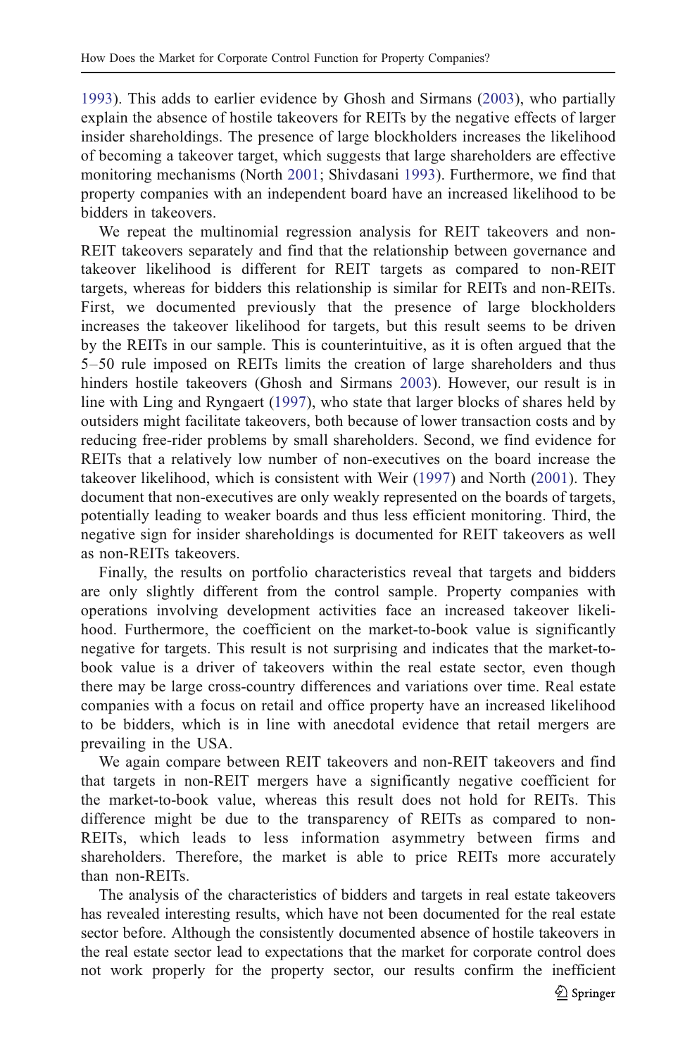1993). This adds to earlier evidence by Ghosh and Sirmans (2003), who partially explain the absence of hostile takeovers for REITs by the negative effects of larger insider shareholdings. The presence of large blockholders increases the likelihood of becoming a takeover target, which suggests that large shareholders are effective monitoring mechanisms (North 2001; Shivdasani 1993). Furthermore, we find that property companies with an independent board have an increased likelihood to be bidders in takeovers.

We repeat the multinomial regression analysis for REIT takeovers and non-REIT takeovers separately and find that the relationship between governance and takeover likelihood is different for REIT targets as compared to non-REIT targets, whereas for bidders this relationship is similar for REITs and non-REITs. First, we documented previously that the presence of large blockholders increases the takeover likelihood for targets, but this result seems to be driven by the REITs in our sample. This is counterintuitive, as it is often argued that the 5–50 rule imposed on REITs limits the creation of large shareholders and thus hinders hostile takeovers (Ghosh and Sirmans 2003). However, our result is in line with Ling and Ryngaert (1997), who state that larger blocks of shares held by outsiders might facilitate takeovers, both because of lower transaction costs and by reducing free-rider problems by small shareholders. Second, we find evidence for REITs that a relatively low number of non-executives on the board increase the takeover likelihood, which is consistent with Weir (1997) and North (2001). They document that non-executives are only weakly represented on the boards of targets, potentially leading to weaker boards and thus less efficient monitoring. Third, the negative sign for insider shareholdings is documented for REIT takeovers as well as non-REITs takeovers.

Finally, the results on portfolio characteristics reveal that targets and bidders are only slightly different from the control sample. Property companies with operations involving development activities face an increased takeover likelihood. Furthermore, the coefficient on the market-to-book value is significantly negative for targets. This result is not surprising and indicates that the market-to-book value is a driver of takeovers within the real estate sector, even though there may be large cross-country differences and variations over time. Real estate companies with a focus on retail and office property have an increased likelihood to be bidders, which is in line with anecdotal evidence that retail mergers are prevailing in the USA.

We again compare between REIT takeovers and non-REIT takeovers and find that targets in non-REIT mergers have a significantly negative coefficient for the market-to-book value, whereas this result does not hold for REITs. This difference might be due to the transparency of REITs as compared to non-REITs, which leads to less information asymmetry between firms and shareholders. Therefore, the market is able to price REITs more accurately than non-REITs.

The analysis of the characteristics of bidders and targets in real estate takeovers has revealed interesting results, which have not been documented for the real estate sector before. Although the consistently documented absence of hostile takeovers in the real estate sector lead to expectations that the market for corporate control does not work properly for the property sector, our results confirm the inefficient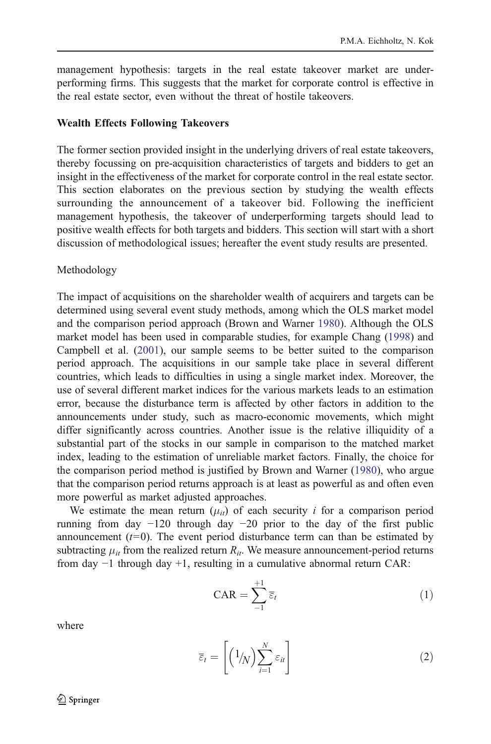management hypothesis: targets in the real estate takeover market are underperforming firms. This suggests that the market for corporate control is effective in the real estate sector, even without the threat of hostile takeovers.

## Wealth Effects Following Takeovers

The former section provided insight in the underlying drivers of real estate takeovers, thereby focussing on pre-acquisition characteristics of targets and bidders to get an insight in the effectiveness of the market for corporate control in the real estate sector. This section elaborates on the previous section by studying the wealth effects surrounding the announcement of a takeover bid. Following the inefficient management hypothesis, the takeover of underperforming targets should lead to positive wealth effects for both targets and bidders. This section will start with a short discussion of methodological issues; hereafter the event study results are presented.

### Methodology

The impact of acquisitions on the shareholder wealth of acquirers and targets can be determined using several event study methods, among which the OLS market model and the comparison period approach (Brown and Warner 1980). Although the OLS market model has been used in comparable studies, for example Chang (1998) and Campbell et al. (2001), our sample seems to be better suited to the comparison period approach. The acquisitions in our sample take place in several different countries, which leads to difficulties in using a single market index. Moreover, the use of several different market indices for the various markets leads to an estimation error, because the disturbance term is affected by other factors in addition to the announcements under study, such as macro-economic movements, which might differ significantly across countries. Another issue is the relative illiquidity of a substantial part of the stocks in our sample in comparison to the matched market index, leading to the estimation of unreliable market factors. Finally, the choice for the comparison period method is justified by Brown and Warner (1980), who argue that the comparison period returns approach is at least as powerful as and often even more powerful as market adjusted approaches.

We estimate the mean return ($\mu_{it}$) of each security $i$ for a comparison period running from day −120 through day −20 prior to the day of the first public announcement ($t$=0). The event period disturbance term can than be estimated by subtracting $\mu_{it}$ from the realized return $R_{it}$. We measure announcement-period returns from day −1 through day +1, resulting in a cumulative abnormal return CAR:

$$\text{CAR} = \sum_{-1}^{+1} \overline{\varepsilon}_t \tag{1}$$

where

$$\overline{\varepsilon}_t = \left[ \left( {}^{1}\!/_{N} \right) \sum_{i=1}^{N} \varepsilon_{it} \right] \tag{2}$$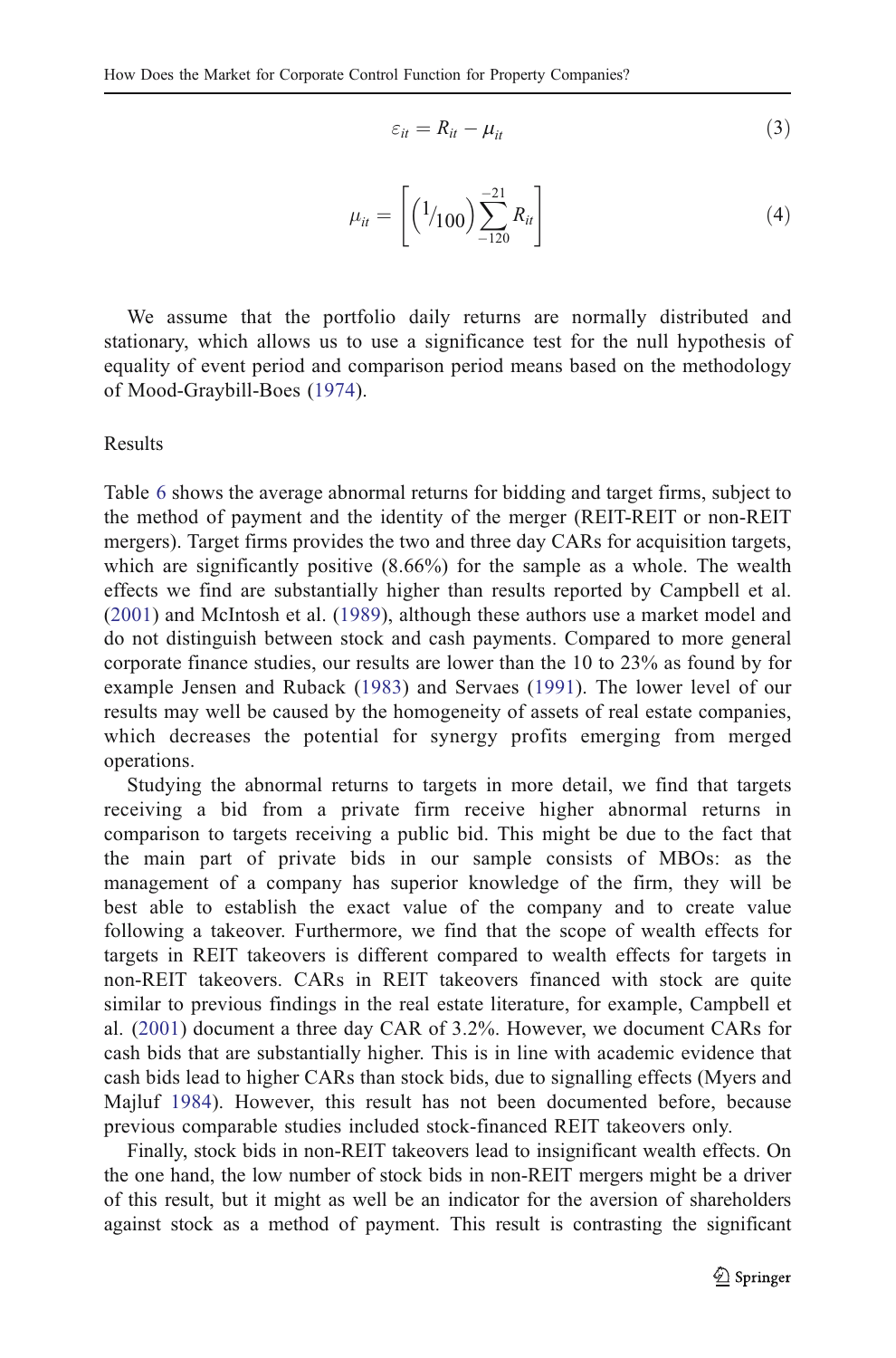$$\varepsilon_{it} = R_{it} - \mu_{it} \tag{3}$$

$$\mu_{it} = \left[ \left( {}^{1}\!/_{100} \right) \sum_{-120}^{-21} R_{it} \right] \tag{4}$$

We assume that the portfolio daily returns are normally distributed and stationary, which allows us to use a significance test for the null hypothesis of equality of event period and comparison period means based on the methodology of Mood-Graybill-Boes (1974).

## Results

Table 6 shows the average abnormal returns for bidding and target firms, subject to the method of payment and the identity of the merger (REIT-REIT or non-REIT mergers). Target firms provides the two and three day CARs for acquisition targets, which are significantly positive (8.66%) for the sample as a whole. The wealth effects we find are substantially higher than results reported by Campbell et al. (2001) and McIntosh et al. (1989), although these authors use a market model and do not distinguish between stock and cash payments. Compared to more general corporate finance studies, our results are lower than the 10 to 23% as found by for example Jensen and Ruback (1983) and Servaes (1991). The lower level of our results may well be caused by the homogeneity of assets of real estate companies, which decreases the potential for synergy profits emerging from merged operations.

Studying the abnormal returns to targets in more detail, we find that targets receiving a bid from a private firm receive higher abnormal returns in comparison to targets receiving a public bid. This might be due to the fact that the main part of private bids in our sample consists of MBOs: as the management of a company has superior knowledge of the firm, they will be best able to establish the exact value of the company and to create value following a takeover. Furthermore, we find that the scope of wealth effects for targets in REIT takeovers is different compared to wealth effects for targets in non-REIT takeovers. CARs in REIT takeovers financed with stock are quite similar to previous findings in the real estate literature, for example, Campbell et al. (2001) document a three day CAR of 3.2%. However, we document CARs for cash bids that are substantially higher. This is in line with academic evidence that cash bids lead to higher CARs than stock bids, due to signalling effects (Myers and Majluf 1984). However, this result has not been documented before, because previous comparable studies included stock-financed REIT takeovers only.

Finally, stock bids in non-REIT takeovers lead to insignificant wealth effects. On the one hand, the low number of stock bids in non-REIT mergers might be a driver of this result, but it might as well be an indicator for the aversion of shareholders against stock as a method of payment. This result is contrasting the significant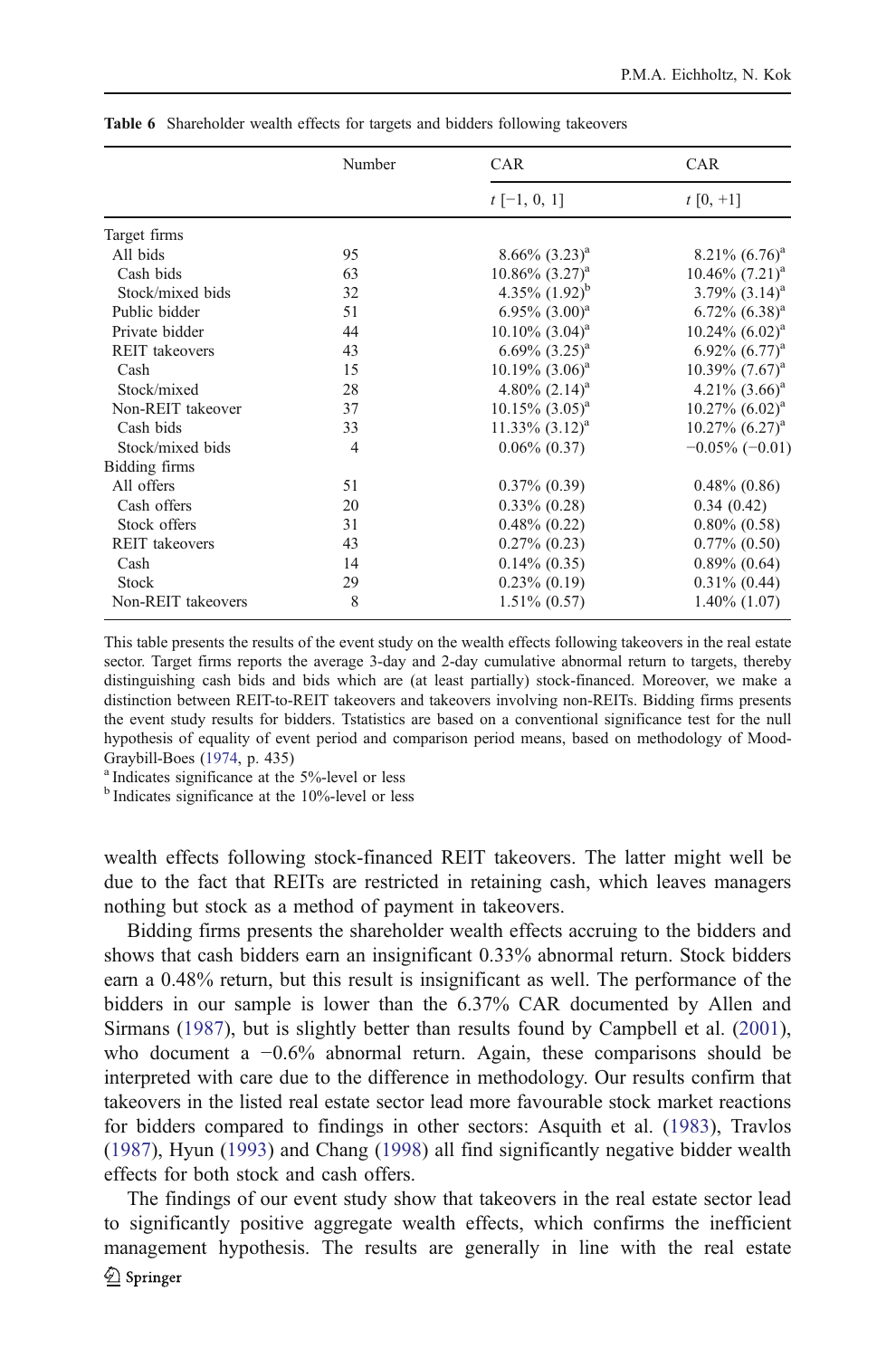**Table 6** Shareholder wealth effects for targets and bidders following takeovers

| | Number | CAR | CAR |
|---|---|---|---|
| | | $t$ [−1, 0, 1] | $t$ [0, +1] |
| Target firms | | | |
| All bids | 95 | 8.66% (3.23)[a] | 8.21% (6.76)[a] |
| Cash bids | 63 | 10.86% (3.27)[a] | 10.46% (7.21)[a] |
| Stock/mixed bids | 32 | 4.35% (1.92)[b] | 3.79% (3.14)[a] |
| Public bidder | 51 | 6.95% (3.00)[a] | 6.72% (6.38)[a] |
| Private bidder | 44 | 10.10% (3.04)[a] | 10.24% (6.02)[a] |
| REIT takeovers | 43 | 6.69% (3.25)[a] | 6.92% (6.77)[a] |
| Cash | 15 | 10.19% (3.06)[a] | 10.39% (7.67)[a] |
| Stock/mixed | 28 | 4.80% (2.14)[a] | 4.21% (3.66)[a] |
| Non-REIT takeover | 37 | 10.15% (3.05)[a] | 10.27% (6.02)[a] |
| Cash bids | 33 | 11.33% (3.12)[a] | 10.27% (6.27)[a] |
| Stock/mixed bids | 4 | 0.06% (0.37) | −0.05% (−0.01) |
| Bidding firms | | | |
| All offers | 51 | 0.37% (0.39) | 0.48% (0.86) |
| Cash offers | 20 | 0.33% (0.28) | 0.34 (0.42) |
| Stock offers | 31 | 0.48% (0.22) | 0.80% (0.58) |
| REIT takeovers | 43 | 0.27% (0.23) | 0.77% (0.50) |
| Cash | 14 | 0.14% (0.35) | 0.89% (0.64) |
| Stock | 29 | 0.23% (0.19) | 0.31% (0.44) |
| Non-REIT takeovers | 8 | 1.51% (0.57) | 1.40% (1.07) |

This table presents the results of the event study on the wealth effects following takeovers in the real estate sector. Target firms reports the average 3-day and 2-day cumulative abnormal return to targets, thereby distinguishing cash bids and bids which are (at least partially) stock-financed. Moreover, we make a distinction between REIT-to-REIT takeovers and takeovers involving non-REITs. Bidding firms presents the event study results for bidders. Tstatistics are based on a conventional significance test for the null hypothesis of equality of event period and comparison period means, based on methodology of Mood-Graybill-Boes (1974, p. 435)

[a] Indicates significance at the 5%-level or less

[b] Indicates significance at the 10%-level or less

wealth effects following stock-financed REIT takeovers. The latter might well be due to the fact that REITs are restricted in retaining cash, which leaves managers nothing but stock as a method of payment in takeovers.

Bidding firms presents the shareholder wealth effects accruing to the bidders and shows that cash bidders earn an insignificant 0.33% abnormal return. Stock bidders earn a 0.48% return, but this result is insignificant as well. The performance of the bidders in our sample is lower than the 6.37% CAR documented by Allen and Sirmans (1987), but is slightly better than results found by Campbell et al. (2001), who document a −0.6% abnormal return. Again, these comparisons should be interpreted with care due to the difference in methodology. Our results confirm that takeovers in the listed real estate sector lead more favourable stock market reactions for bidders compared to findings in other sectors: Asquith et al. (1983), Travlos (1987), Hyun (1993) and Chang (1998) all find significantly negative bidder wealth effects for both stock and cash offers.

The findings of our event study show that takeovers in the real estate sector lead to significantly positive aggregate wealth effects, which confirms the inefficient management hypothesis. The results are generally in line with the real estate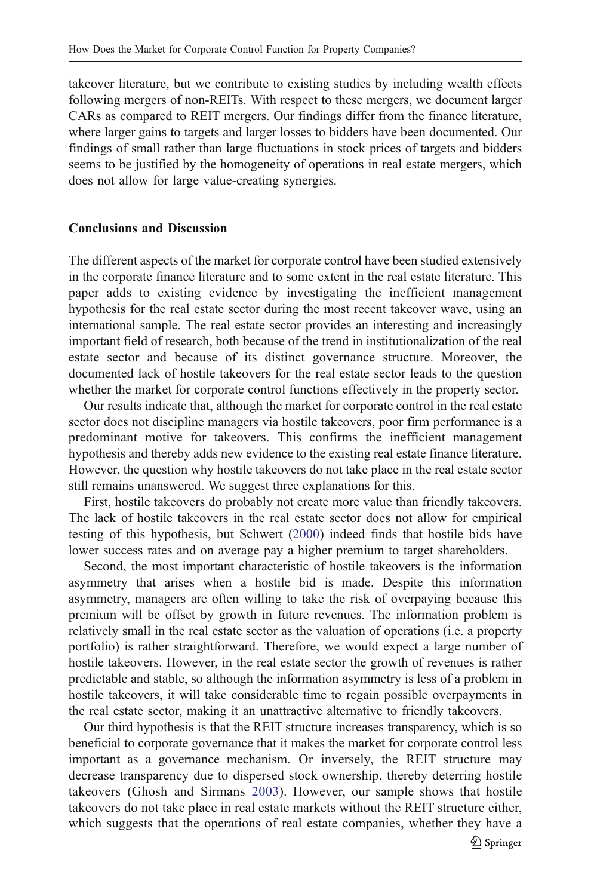takeover literature, but we contribute to existing studies by including wealth effects following mergers of non-REITs. With respect to these mergers, we document larger CARs as compared to REIT mergers. Our findings differ from the finance literature, where larger gains to targets and larger losses to bidders have been documented. Our findings of small rather than large fluctuations in stock prices of targets and bidders seems to be justified by the homogeneity of operations in real estate mergers, which does not allow for large value-creating synergies.

## Conclusions and Discussion

The different aspects of the market for corporate control have been studied extensively in the corporate finance literature and to some extent in the real estate literature. This paper adds to existing evidence by investigating the inefficient management hypothesis for the real estate sector during the most recent takeover wave, using an international sample. The real estate sector provides an interesting and increasingly important field of research, both because of the trend in institutionalization of the real estate sector and because of its distinct governance structure. Moreover, the documented lack of hostile takeovers for the real estate sector leads to the question whether the market for corporate control functions effectively in the property sector.

Our results indicate that, although the market for corporate control in the real estate sector does not discipline managers via hostile takeovers, poor firm performance is a predominant motive for takeovers. This confirms the inefficient management hypothesis and thereby adds new evidence to the existing real estate finance literature. However, the question why hostile takeovers do not take place in the real estate sector still remains unanswered. We suggest three explanations for this.

First, hostile takeovers do probably not create more value than friendly takeovers. The lack of hostile takeovers in the real estate sector does not allow for empirical testing of this hypothesis, but Schwert (2000) indeed finds that hostile bids have lower success rates and on average pay a higher premium to target shareholders.

Second, the most important characteristic of hostile takeovers is the information asymmetry that arises when a hostile bid is made. Despite this information asymmetry, managers are often willing to take the risk of overpaying because this premium will be offset by growth in future revenues. The information problem is relatively small in the real estate sector as the valuation of operations (i.e. a property portfolio) is rather straightforward. Therefore, we would expect a large number of hostile takeovers. However, in the real estate sector the growth of revenues is rather predictable and stable, so although the information asymmetry is less of a problem in hostile takeovers, it will take considerable time to regain possible overpayments in the real estate sector, making it an unattractive alternative to friendly takeovers.

Our third hypothesis is that the REIT structure increases transparency, which is so beneficial to corporate governance that it makes the market for corporate control less important as a governance mechanism. Or inversely, the REIT structure may decrease transparency due to dispersed stock ownership, thereby deterring hostile takeovers (Ghosh and Sirmans 2003). However, our sample shows that hostile takeovers do not take place in real estate markets without the REIT structure either, which suggests that the operations of real estate companies, whether they have a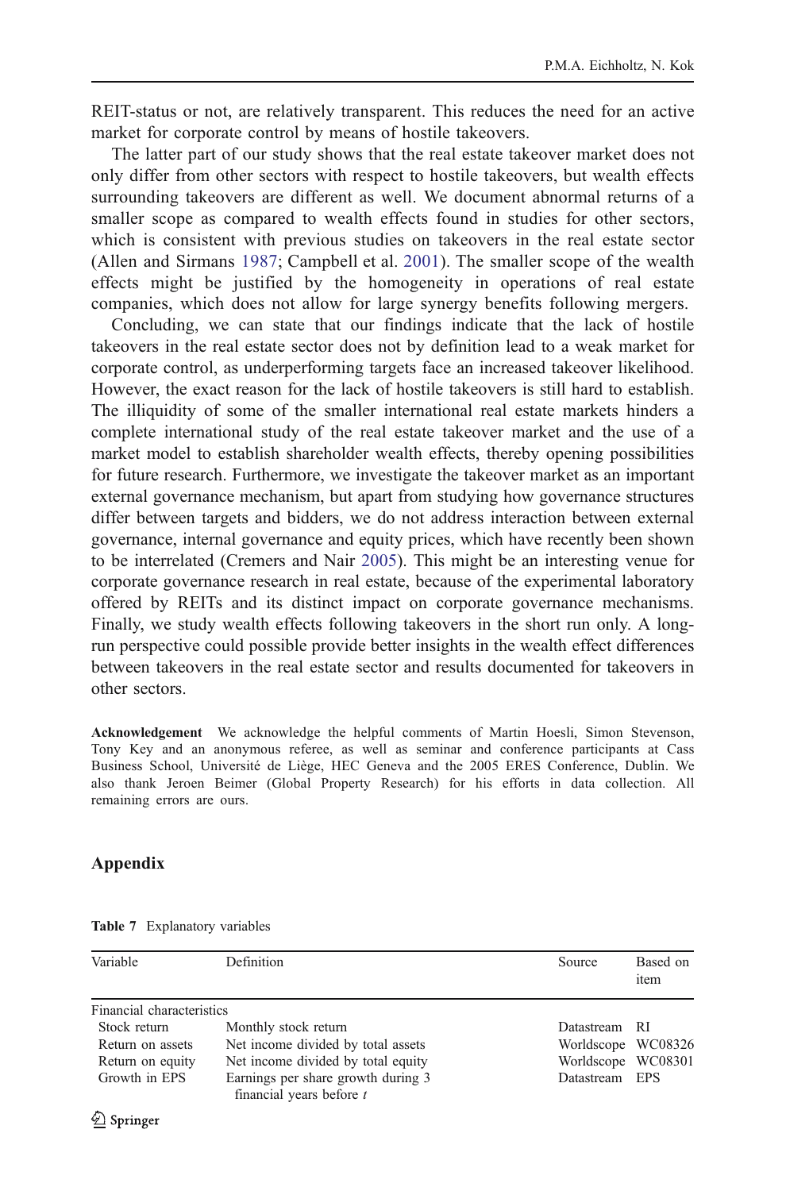REIT-status or not, are relatively transparent. This reduces the need for an active market for corporate control by means of hostile takeovers.

The latter part of our study shows that the real estate takeover market does not only differ from other sectors with respect to hostile takeovers, but wealth effects surrounding takeovers are different as well. We document abnormal returns of a smaller scope as compared to wealth effects found in studies for other sectors, which is consistent with previous studies on takeovers in the real estate sector (Allen and Sirmans 1987; Campbell et al. 2001). The smaller scope of the wealth effects might be justified by the homogeneity in operations of real estate companies, which does not allow for large synergy benefits following mergers.

Concluding, we can state that our findings indicate that the lack of hostile takeovers in the real estate sector does not by definition lead to a weak market for corporate control, as underperforming targets face an increased takeover likelihood. However, the exact reason for the lack of hostile takeovers is still hard to establish. The illiquidity of some of the smaller international real estate markets hinders a complete international study of the real estate takeover market and the use of a market model to establish shareholder wealth effects, thereby opening possibilities for future research. Furthermore, we investigate the takeover market as an important external governance mechanism, but apart from studying how governance structures differ between targets and bidders, we do not address interaction between external governance, internal governance and equity prices, which have recently been shown to be interrelated (Cremers and Nair 2005). This might be an interesting venue for corporate governance research in real estate, because of the experimental laboratory offered by REITs and its distinct impact on corporate governance mechanisms. Finally, we study wealth effects following takeovers in the short run only. A long-run perspective could possible provide better insights in the wealth effect differences between takeovers in the real estate sector and results documented for takeovers in other sectors.

**Acknowledgement** We acknowledge the helpful comments of Martin Hoesli, Simon Stevenson, Tony Key and an anonymous referee, as well as seminar and conference participants at Cass Business School, Université de Liège, HEC Geneva and the 2005 ERES Conference, Dublin. We also thank Jeroen Beimer (Global Property Research) for his efforts in data collection. All remaining errors are ours.

## Appendix

**Table 7** Explanatory variables

| Variable | Definition | Source | Based on item |
|---|---|---|---|
| Financial characteristics | | | |
| Stock return | Monthly stock return | Datastream | RI |
| Return on assets | Net income divided by total assets | Worldscope | WC08326 |
| Return on equity | Net income divided by total equity | Worldscope | WC08301 |
| Growth in EPS | Earnings per share growth during 3 financial years before *t* | Datastream | EPS |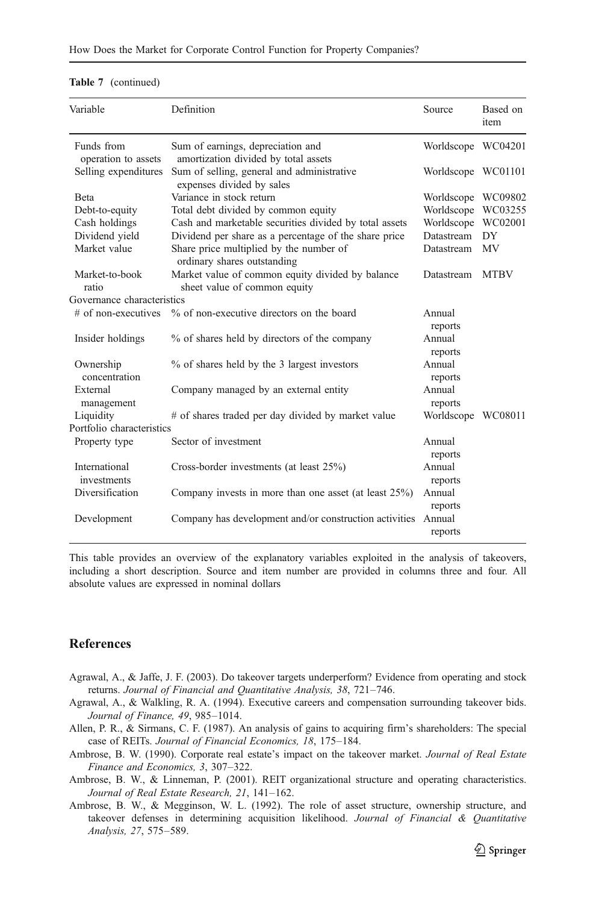**Table 7** (continued)

| Variable | Definition | Source | Based on item |
|---|---|---|---|
| Funds from operation to assets | Sum of earnings, depreciation and amortization divided by total assets | Worldscope | WC04201 |
| Selling expenditures | Sum of selling, general and administrative expenses divided by sales | Worldscope | WC01101 |
| Beta | Variance in stock return | Worldscope | WC09802 |
| Debt-to-equity | Total debt divided by common equity | Worldscope | WC03255 |
| Cash holdings | Cash and marketable securities divided by total assets | Worldscope | WC02001 |
| Dividend yield | Dividend per share as a percentage of the share price | Datastream | DY |
| Market value | Share price multiplied by the number of ordinary shares outstanding | Datastream | MV |
| Market-to-book ratio | Market value of common equity divided by balance sheet value of common equity | Datastream | MTBV |
| Governance characteristics | | | |
| # of non-executives | % of non-executive directors on the board | Annual reports | |
| Insider holdings | % of shares held by directors of the company | Annual reports | |
| Ownership concentration | % of shares held by the 3 largest investors | Annual reports | |
| External management | Company managed by an external entity | Annual reports | |
| Liquidity | # of shares traded per day divided by market value | Worldscope | WC08011 |
| Portfolio characteristics | | | |
| Property type | Sector of investment | Annual reports | |
| International investments | Cross-border investments (at least 25%) | Annual reports | |
| Diversification | Company invests in more than one asset (at least 25%) | Annual reports | |
| Development | Company has development and/or construction activities | Annual reports | |

This table provides an overview of the explanatory variables exploited in the analysis of takeovers, including a short description. Source and item number are provided in columns three and four. All absolute values are expressed in nominal dollars

## References

Agrawal, A., & Jaffe, J. F. (2003). Do takeover targets underperform? Evidence from operating and stock returns. *Journal of Financial and Quantitative Analysis, 38*, 721–746.

Agrawal, A., & Walkling, R. A. (1994). Executive careers and compensation surrounding takeover bids. *Journal of Finance, 49*, 985–1014.

Allen, P. R., & Sirmans, C. F. (1987). An analysis of gains to acquiring firm's shareholders: The special case of REITs. *Journal of Financial Economics, 18*, 175–184.

Ambrose, B. W. (1990). Corporate real estate's impact on the takeover market. *Journal of Real Estate Finance and Economics, 3*, 307–322.

Ambrose, B. W., & Linneman, P. (2001). REIT organizational structure and operating characteristics. *Journal of Real Estate Research, 21*, 141–162.

Ambrose, B. W., & Megginson, W. L. (1992). The role of asset structure, ownership structure, and takeover defenses in determining acquisition likelihood. *Journal of Financial & Quantitative Analysis, 27*, 575–589.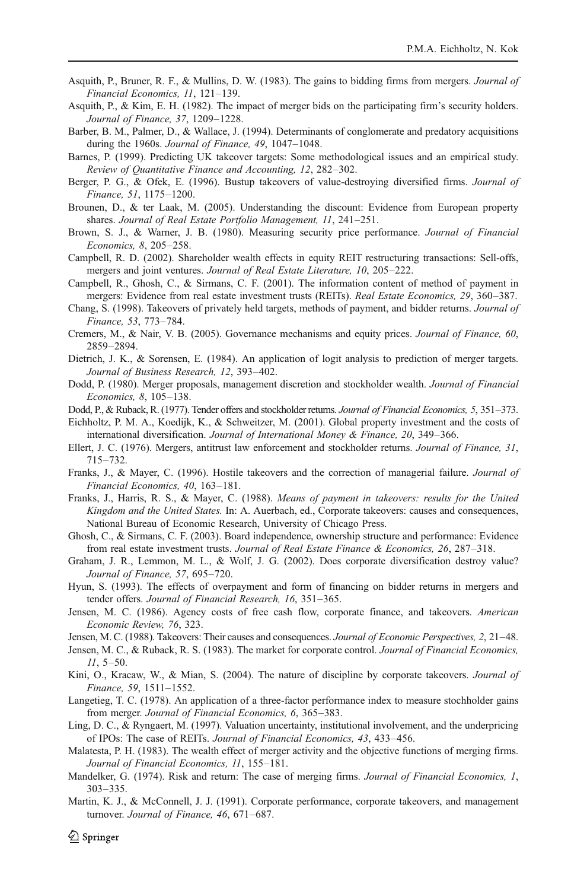Asquith, P., Bruner, R. F., & Mullins, D. W. (1983). The gains to bidding firms from mergers. *Journal of Financial Economics, 11*, 121–139.

Asquith, P., & Kim, E. H. (1982). The impact of merger bids on the participating firm's security holders. *Journal of Finance, 37*, 1209–1228.

Barber, B. M., Palmer, D., & Wallace, J. (1994). Determinants of conglomerate and predatory acquisitions during the 1960s. *Journal of Finance, 49*, 1047–1048.

Barnes, P. (1999). Predicting UK takeover targets: Some methodological issues and an empirical study. *Review of Quantitative Finance and Accounting, 12*, 282–302.

Berger, P. G., & Ofek, E. (1996). Bustup takeovers of value-destroying diversified firms. *Journal of Finance, 51*, 1175–1200.

Brounen, D., & ter Laak, M. (2005). Understanding the discount: Evidence from European property shares. *Journal of Real Estate Portfolio Management, 11*, 241–251.

Brown, S. J., & Warner, J. B. (1980). Measuring security price performance. *Journal of Financial Economics, 8*, 205–258.

Campbell, R. D. (2002). Shareholder wealth effects in equity REIT restructuring transactions: Sell-offs, mergers and joint ventures. *Journal of Real Estate Literature, 10*, 205–222.

Campbell, R., Ghosh, C., & Sirmans, C. F. (2001). The information content of method of payment in mergers: Evidence from real estate investment trusts (REITs). *Real Estate Economics, 29*, 360–387.

Chang, S. (1998). Takeovers of privately held targets, methods of payment, and bidder returns. *Journal of Finance, 53*, 773–784.

Cremers, M., & Nair, V. B. (2005). Governance mechanisms and equity prices. *Journal of Finance, 60*, 2859–2894.

Dietrich, J. K., & Sorensen, E. (1984). An application of logit analysis to prediction of merger targets. *Journal of Business Research, 12*, 393–402.

Dodd, P. (1980). Merger proposals, management discretion and stockholder wealth. *Journal of Financial Economics, 8*, 105–138.

Dodd, P., & Ruback, R. (1977). Tender offers and stockholder returns. *Journal of Financial Economics, 5*, 351–373.

Eichholtz, P. M. A., Koedijk, K., & Schweitzer, M. (2001). Global property investment and the costs of international diversification. *Journal of International Money & Finance, 20*, 349–366.

Ellert, J. C. (1976). Mergers, antitrust law enforcement and stockholder returns. *Journal of Finance, 31*, 715–732.

Franks, J., & Mayer, C. (1996). Hostile takeovers and the correction of managerial failure. *Journal of Financial Economics, 40*, 163–181.

Franks, J., Harris, R. S., & Mayer, C. (1988). *Means of payment in takeovers: results for the United Kingdom and the United States.* In: A. Auerbach, ed., Corporate takeovers: causes and consequences, National Bureau of Economic Research, University of Chicago Press.

Ghosh, C., & Sirmans, C. F. (2003). Board independence, ownership structure and performance: Evidence from real estate investment trusts. *Journal of Real Estate Finance & Economics, 26*, 287–318.

Graham, J. R., Lemmon, M. L., & Wolf, J. G. (2002). Does corporate diversification destroy value? *Journal of Finance, 57*, 695–720.

Hyun, S. (1993). The effects of overpayment and form of financing on bidder returns in mergers and tender offers. *Journal of Financial Research, 16*, 351–365.

Jensen, M. C. (1986). Agency costs of free cash flow, corporate finance, and takeovers. *American Economic Review, 76*, 323.

Jensen, M. C. (1988). Takeovers: Their causes and consequences. *Journal of Economic Perspectives, 2*, 21–48.

Jensen, M. C., & Ruback, R. S. (1983). The market for corporate control. *Journal of Financial Economics, 11*, 5–50.

Kini, O., Kracaw, W., & Mian, S. (2004). The nature of discipline by corporate takeovers. *Journal of Finance, 59*, 1511–1552.

Langetieg, T. C. (1978). An application of a three-factor performance index to measure stochholder gains from merger. *Journal of Financial Economics, 6*, 365–383.

Ling, D. C., & Ryngaert, M. (1997). Valuation uncertainty, institutional involvement, and the underpricing of IPOs: The case of REITs. *Journal of Financial Economics, 43*, 433–456.

Malatesta, P. H. (1983). The wealth effect of merger activity and the objective functions of merging firms. *Journal of Financial Economics, 11*, 155–181.

Mandelker, G. (1974). Risk and return: The case of merging firms. *Journal of Financial Economics, 1*, 303–335.

Martin, K. J., & McConnell, J. J. (1991). Corporate performance, corporate takeovers, and management turnover. *Journal of Finance, 46*, 671–687.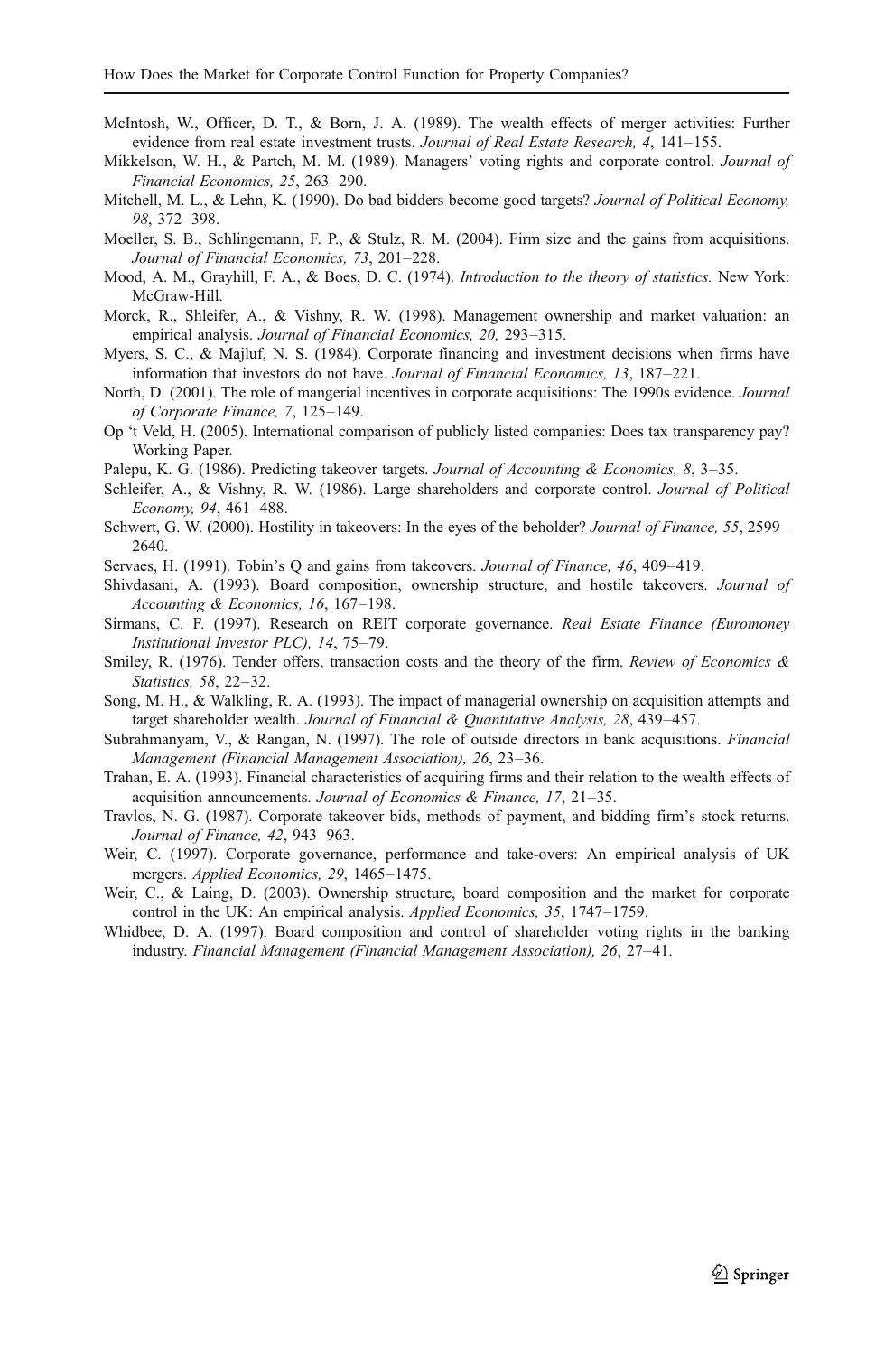McIntosh, W., Officer, D. T., & Born, J. A. (1989). The wealth effects of merger activities: Further evidence from real estate investment trusts. *Journal of Real Estate Research, 4*, 141–155.

Mikkelson, W. H., & Partch, M. M. (1989). Managers' voting rights and corporate control. *Journal of Financial Economics, 25*, 263–290.

Mitchell, M. L., & Lehn, K. (1990). Do bad bidders become good targets? *Journal of Political Economy, 98*, 372–398.

Moeller, S. B., Schlingemann, F. P., & Stulz, R. M. (2004). Firm size and the gains from acquisitions. *Journal of Financial Economics, 73*, 201–228.

Mood, A. M., Grayhill, F. A., & Boes, D. C. (1974). *Introduction to the theory of statistics.* New York: McGraw-Hill.

Morck, R., Shleifer, A., & Vishny, R. W. (1998). Management ownership and market valuation: an empirical analysis. *Journal of Financial Economics, 20,* 293–315.

Myers, S. C., & Majluf, N. S. (1984). Corporate financing and investment decisions when firms have information that investors do not have. *Journal of Financial Economics, 13*, 187–221.

North, D. (2001). The role of mangerial incentives in corporate acquisitions: The 1990s evidence. *Journal of Corporate Finance, 7*, 125–149.

Op 't Veld, H. (2005). International comparison of publicly listed companies: Does tax transparency pay? Working Paper.

Palepu, K. G. (1986). Predicting takeover targets. *Journal of Accounting & Economics, 8*, 3–35.

Schleifer, A., & Vishny, R. W. (1986). Large shareholders and corporate control. *Journal of Political Economy, 94*, 461–488.

Schwert, G. W. (2000). Hostility in takeovers: In the eyes of the beholder? *Journal of Finance, 55*, 2599–2640.

Servaes, H. (1991). Tobin's Q and gains from takeovers. *Journal of Finance, 46*, 409–419.

Shivdasani, A. (1993). Board composition, ownership structure, and hostile takeovers. *Journal of Accounting & Economics, 16*, 167–198.

Sirmans, C. F. (1997). Research on REIT corporate governance. *Real Estate Finance (Euromoney Institutional Investor PLC), 14*, 75–79.

Smiley, R. (1976). Tender offers, transaction costs and the theory of the firm. *Review of Economics & Statistics, 58*, 22–32.

Song, M. H., & Walkling, R. A. (1993). The impact of managerial ownership on acquisition attempts and target shareholder wealth. *Journal of Financial & Quantitative Analysis, 28*, 439–457.

Subrahmanyam, V., & Rangan, N. (1997). The role of outside directors in bank acquisitions. *Financial Management (Financial Management Association), 26*, 23–36.

Trahan, E. A. (1993). Financial characteristics of acquiring firms and their relation to the wealth effects of acquisition announcements. *Journal of Economics & Finance, 17*, 21–35.

Travlos, N. G. (1987). Corporate takeover bids, methods of payment, and bidding firm's stock returns. *Journal of Finance, 42*, 943–963.

Weir, C. (1997). Corporate governance, performance and take-overs: An empirical analysis of UK mergers. *Applied Economics, 29*, 1465–1475.

Weir, C., & Laing, D. (2003). Ownership structure, board composition and the market for corporate control in the UK: An empirical analysis. *Applied Economics, 35*, 1747–1759.

Whidbee, D. A. (1997). Board composition and control of shareholder voting rights in the banking industry. *Financial Management (Financial Management Association), 26*, 27–41.